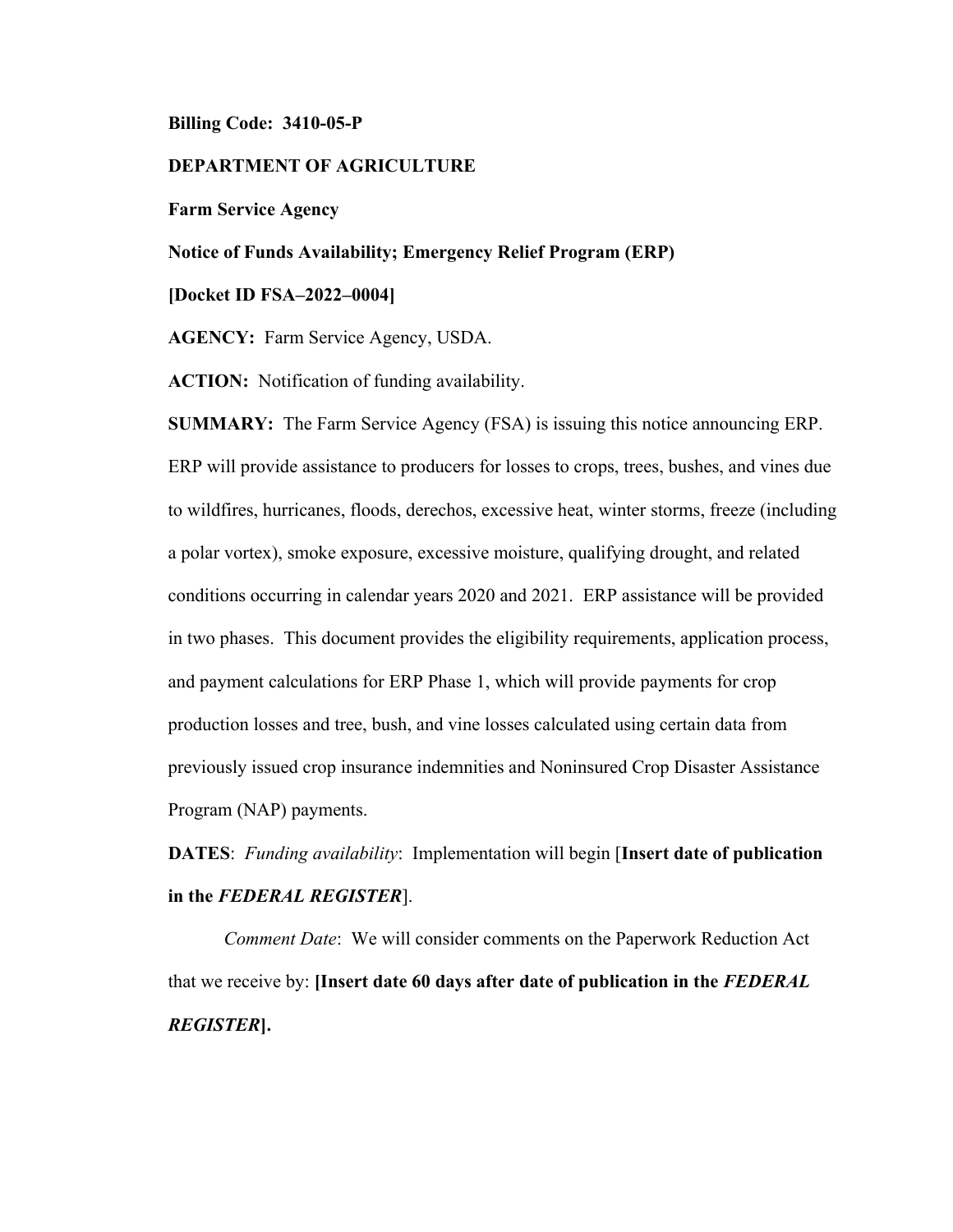**Billing Code: 3410-05-P**

**DEPARTMENT OF AGRICULTURE**

**Farm Service Agency**

**Notice of Funds Availability; Emergency Relief Program (ERP)**

**[Docket ID FSA–2022–0004]**

**AGENCY:** Farm Service Agency, USDA.

**ACTION:** Notification of funding availability.

**SUMMARY:** The Farm Service Agency (FSA) is issuing this notice announcing ERP. ERP will provide assistance to producers for losses to crops, trees, bushes, and vines due to wildfires, hurricanes, floods, derechos, excessive heat, winter storms, freeze (including a polar vortex), smoke exposure, excessive moisture, qualifying drought, and related conditions occurring in calendar years 2020 and 2021. ERP assistance will be provided in two phases. This document provides the eligibility requirements, application process, and payment calculations for ERP Phase 1, which will provide payments for crop production losses and tree, bush, and vine losses calculated using certain data from previously issued crop insurance indemnities and Noninsured Crop Disaster Assistance Program (NAP) payments.

**DATES**: *Funding availability*: Implementation will begin [**Insert date of publication in the *FEDERAL REGISTER***].

*Comment Date*: We will consider comments on the Paperwork Reduction Act that we receive by: **[Insert date 60 days after date of publication in the *FEDERAL REGISTER*].**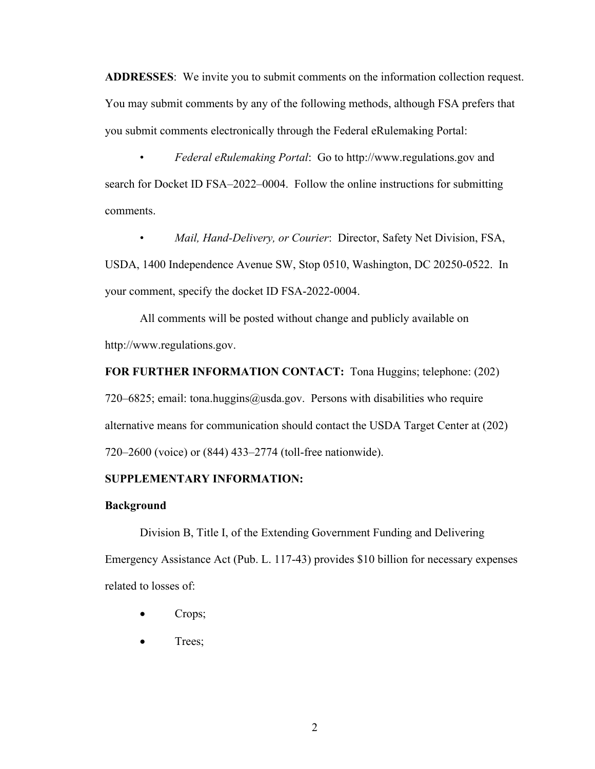**ADDRESSES**: We invite you to submit comments on the information collection request. You may submit comments by any of the following methods, although FSA prefers that you submit comments electronically through the Federal eRulemaking Portal:

- *Federal eRulemaking Portal*: Go to http://www.regulations.gov and search for Docket ID FSA–2022–0004. Follow the online instructions for submitting comments.

- *Mail, Hand-Delivery, or Courier*: Director, Safety Net Division, FSA, USDA, 1400 Independence Avenue SW, Stop 0510, Washington, DC 20250-0522. In your comment, specify the docket ID FSA-2022-0004.

All comments will be posted without change and publicly available on http://www.regulations.gov.

**FOR FURTHER INFORMATION CONTACT:** Tona Huggins; telephone: (202) 720–6825; email: tona.huggins@usda.gov. Persons with disabilities who require alternative means for communication should contact the USDA Target Center at (202) 720–2600 (voice) or (844) 433–2774 (toll-free nationwide).

**SUPPLEMENTARY INFORMATION:**

**Background**

Division B, Title I, of the Extending Government Funding and Delivering Emergency Assistance Act (Pub. L. 117-43) provides $10 billion for necessary expenses related to losses of:

- Crops;
- Trees;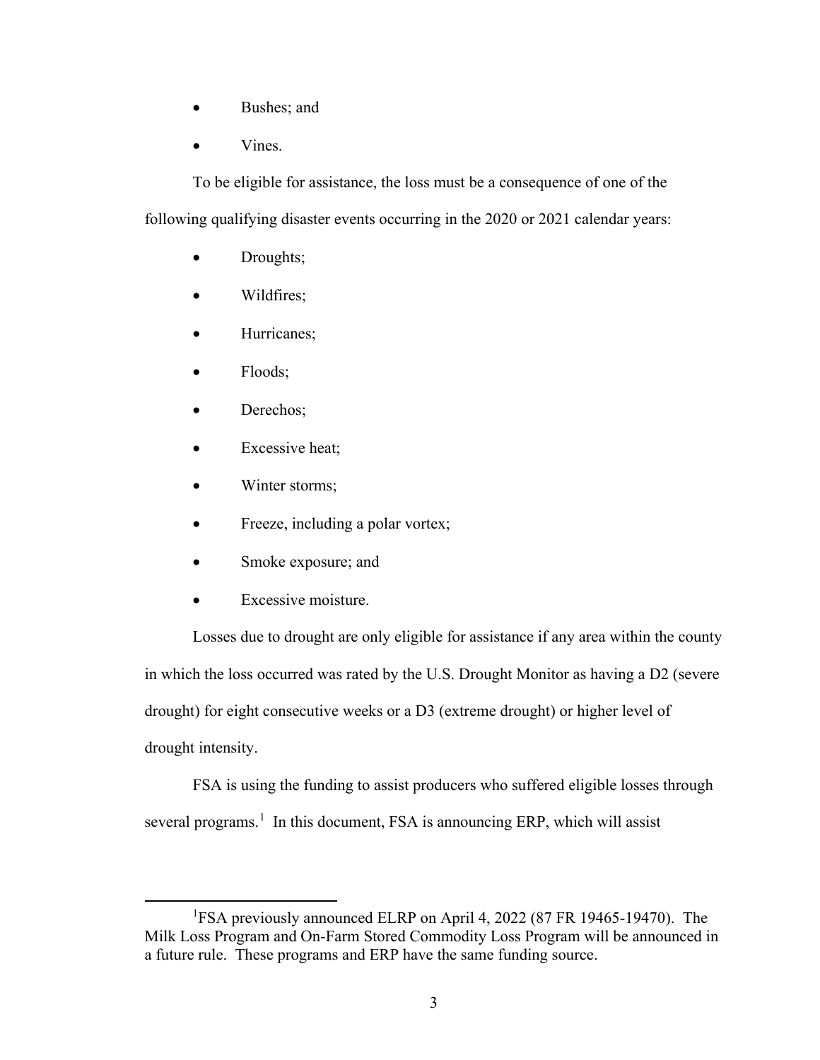- Bushes; and
- Vines.

To be eligible for assistance, the loss must be a consequence of one of the following qualifying disaster events occurring in the 2020 or 2021 calendar years:

- Droughts;
- Wildfires;
- Hurricanes;
- Floods;
- Derechos;
- Excessive heat;
- Winter storms;
- Freeze, including a polar vortex;
- Smoke exposure; and
- Excessive moisture.

Losses due to drought are only eligible for assistance if any area within the county in which the loss occurred was rated by the U.S. Drought Monitor as having a D2 (severe drought) for eight consecutive weeks or a D3 (extreme drought) or higher level of drought intensity.

FSA is using the funding to assist producers who suffered eligible losses through several programs.[1] In this document, FSA is announcing ERP, which will assist

[1] FSA previously announced ELRP on April 4, 2022 (87 FR 19465-19470). The Milk Loss Program and On-Farm Stored Commodity Loss Program will be announced in a future rule. These programs and ERP have the same funding source.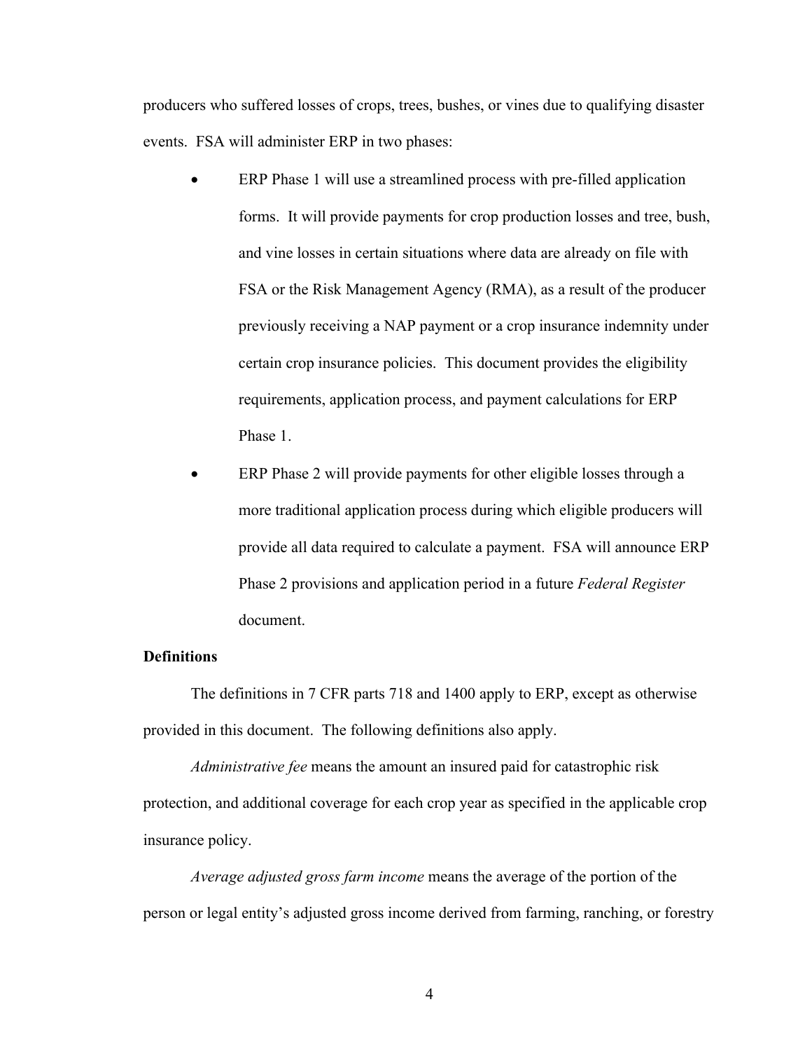producers who suffered losses of crops, trees, bushes, or vines due to qualifying disaster events. FSA will administer ERP in two phases:

- ERP Phase 1 will use a streamlined process with pre-filled application forms. It will provide payments for crop production losses and tree, bush, and vine losses in certain situations where data are already on file with FSA or the Risk Management Agency (RMA), as a result of the producer previously receiving a NAP payment or a crop insurance indemnity under certain crop insurance policies. This document provides the eligibility requirements, application process, and payment calculations for ERP Phase 1.
- ERP Phase 2 will provide payments for other eligible losses through a more traditional application process during which eligible producers will provide all data required to calculate a payment. FSA will announce ERP Phase 2 provisions and application period in a future *Federal Register* document.

**Definitions**

The definitions in 7 CFR parts 718 and 1400 apply to ERP, except as otherwise provided in this document. The following definitions also apply.

*Administrative fee* means the amount an insured paid for catastrophic risk protection, and additional coverage for each crop year as specified in the applicable crop insurance policy.

*Average adjusted gross farm income* means the average of the portion of the person or legal entity's adjusted gross income derived from farming, ranching, or forestry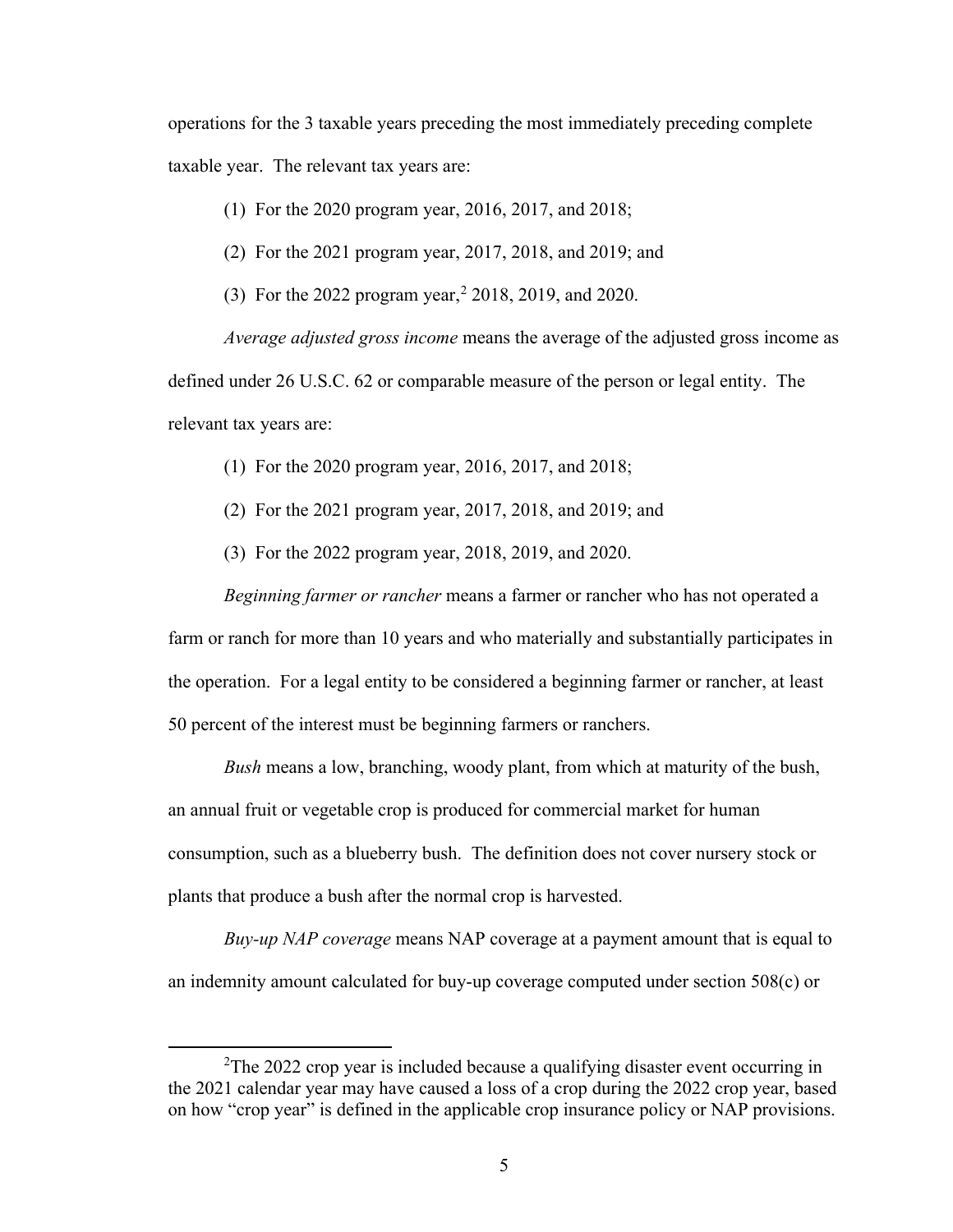operations for the 3 taxable years preceding the most immediately preceding complete taxable year. The relevant tax years are:

(1) For the 2020 program year, 2016, 2017, and 2018;

(2) For the 2021 program year, 2017, 2018, and 2019; and

(3) For the 2022 program year,[2] 2018, 2019, and 2020.

*Average adjusted gross income* means the average of the adjusted gross income as defined under 26 U.S.C. 62 or comparable measure of the person or legal entity. The relevant tax years are:

(1) For the 2020 program year, 2016, 2017, and 2018;

(2) For the 2021 program year, 2017, 2018, and 2019; and

(3) For the 2022 program year, 2018, 2019, and 2020.

*Beginning farmer or rancher* means a farmer or rancher who has not operated a farm or ranch for more than 10 years and who materially and substantially participates in the operation. For a legal entity to be considered a beginning farmer or rancher, at least 50 percent of the interest must be beginning farmers or ranchers.

*Bush* means a low, branching, woody plant, from which at maturity of the bush, an annual fruit or vegetable crop is produced for commercial market for human consumption, such as a blueberry bush. The definition does not cover nursery stock or plants that produce a bush after the normal crop is harvested.

*Buy-up NAP coverage* means NAP coverage at a payment amount that is equal to an indemnity amount calculated for buy-up coverage computed under section 508(c) or

---

[2]The 2022 crop year is included because a qualifying disaster event occurring in the 2021 calendar year may have caused a loss of a crop during the 2022 crop year, based on how "crop year" is defined in the applicable crop insurance policy or NAP provisions.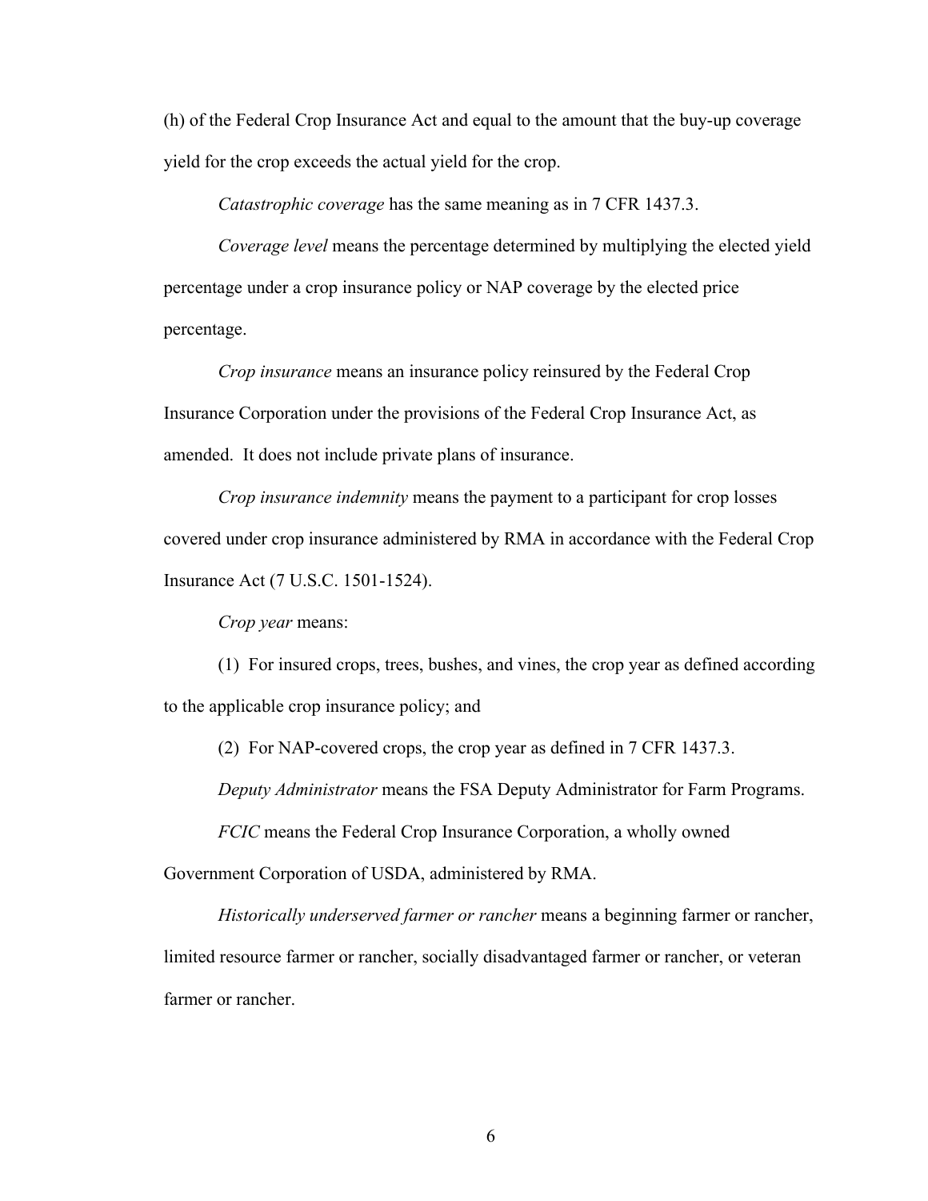(h) of the Federal Crop Insurance Act and equal to the amount that the buy-up coverage yield for the crop exceeds the actual yield for the crop.

*Catastrophic coverage* has the same meaning as in 7 CFR 1437.3.

*Coverage level* means the percentage determined by multiplying the elected yield percentage under a crop insurance policy or NAP coverage by the elected price percentage.

*Crop insurance* means an insurance policy reinsured by the Federal Crop Insurance Corporation under the provisions of the Federal Crop Insurance Act, as amended. It does not include private plans of insurance.

*Crop insurance indemnity* means the payment to a participant for crop losses covered under crop insurance administered by RMA in accordance with the Federal Crop Insurance Act (7 U.S.C. 1501-1524).

*Crop year* means:

(1) For insured crops, trees, bushes, and vines, the crop year as defined according to the applicable crop insurance policy; and

(2) For NAP-covered crops, the crop year as defined in 7 CFR 1437.3.

*Deputy Administrator* means the FSA Deputy Administrator for Farm Programs.

*FCIC* means the Federal Crop Insurance Corporation, a wholly owned Government Corporation of USDA, administered by RMA.

*Historically underserved farmer or rancher* means a beginning farmer or rancher, limited resource farmer or rancher, socially disadvantaged farmer or rancher, or veteran farmer or rancher.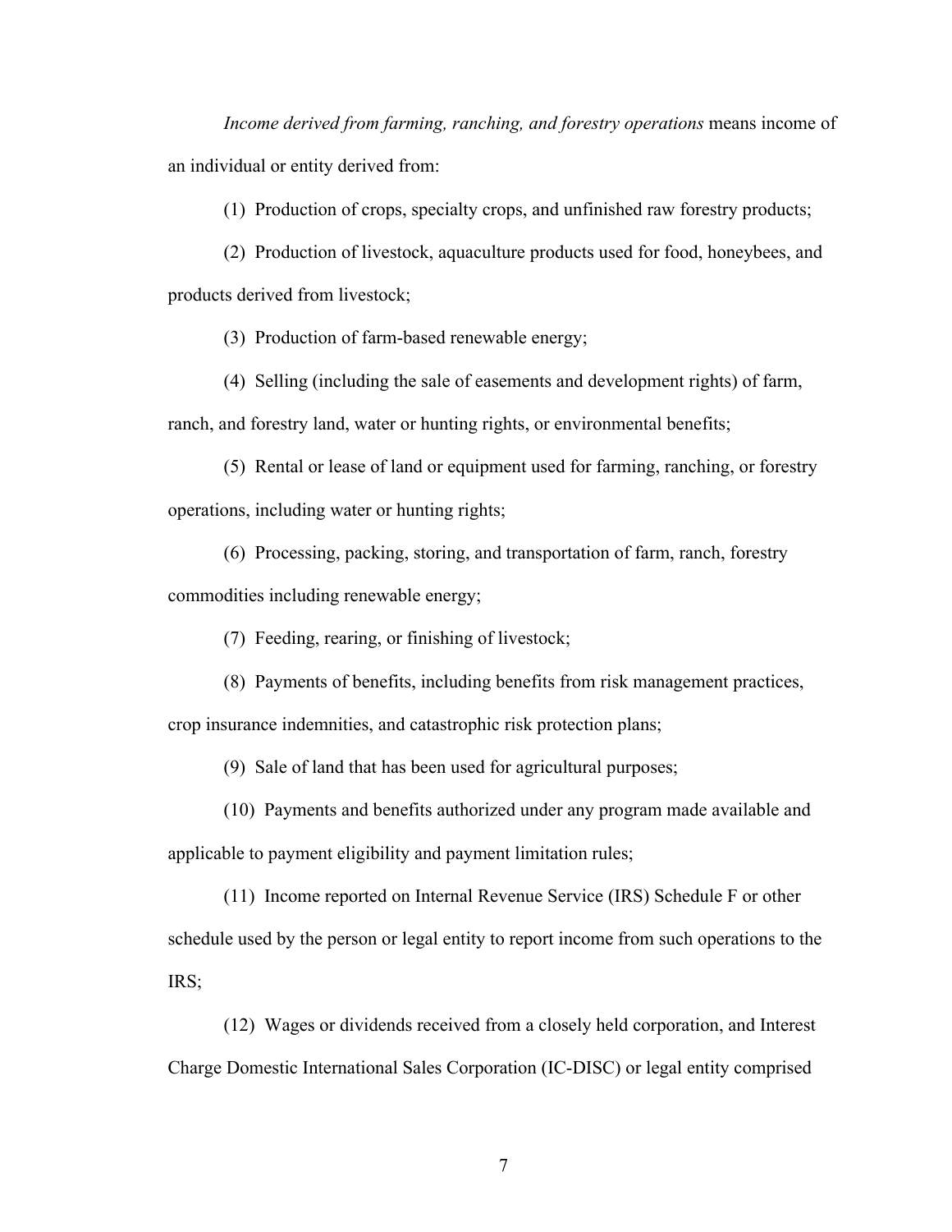*Income derived from farming, ranching, and forestry operations* means income of an individual or entity derived from:

(1) Production of crops, specialty crops, and unfinished raw forestry products;

(2) Production of livestock, aquaculture products used for food, honeybees, and products derived from livestock;

(3) Production of farm-based renewable energy;

(4) Selling (including the sale of easements and development rights) of farm, ranch, and forestry land, water or hunting rights, or environmental benefits;

(5) Rental or lease of land or equipment used for farming, ranching, or forestry operations, including water or hunting rights;

(6) Processing, packing, storing, and transportation of farm, ranch, forestry commodities including renewable energy;

(7) Feeding, rearing, or finishing of livestock;

(8) Payments of benefits, including benefits from risk management practices, crop insurance indemnities, and catastrophic risk protection plans;

(9) Sale of land that has been used for agricultural purposes;

(10) Payments and benefits authorized under any program made available and applicable to payment eligibility and payment limitation rules;

(11) Income reported on Internal Revenue Service (IRS) Schedule F or other schedule used by the person or legal entity to report income from such operations to the IRS;

(12) Wages or dividends received from a closely held corporation, and Interest Charge Domestic International Sales Corporation (IC-DISC) or legal entity comprised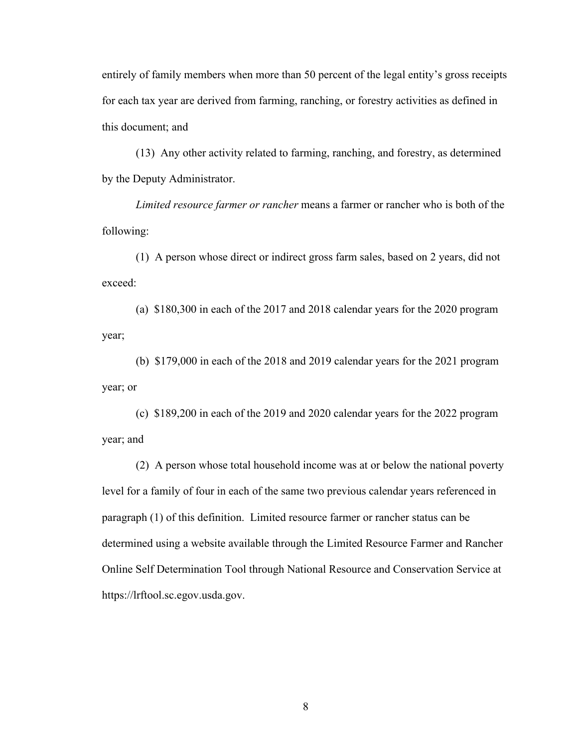entirely of family members when more than 50 percent of the legal entity's gross receipts for each tax year are derived from farming, ranching, or forestry activities as defined in this document; and

(13) Any other activity related to farming, ranching, and forestry, as determined by the Deputy Administrator.

*Limited resource farmer or rancher* means a farmer or rancher who is both of the following:

(1) A person whose direct or indirect gross farm sales, based on 2 years, did not exceed:

(a) $180,300 in each of the 2017 and 2018 calendar years for the 2020 program year;

(b) $179,000 in each of the 2018 and 2019 calendar years for the 2021 program year; or

(c) $189,200 in each of the 2019 and 2020 calendar years for the 2022 program year; and

(2) A person whose total household income was at or below the national poverty level for a family of four in each of the same two previous calendar years referenced in paragraph (1) of this definition. Limited resource farmer or rancher status can be determined using a website available through the Limited Resource Farmer and Rancher Online Self Determination Tool through National Resource and Conservation Service at https://lrftool.sc.egov.usda.gov.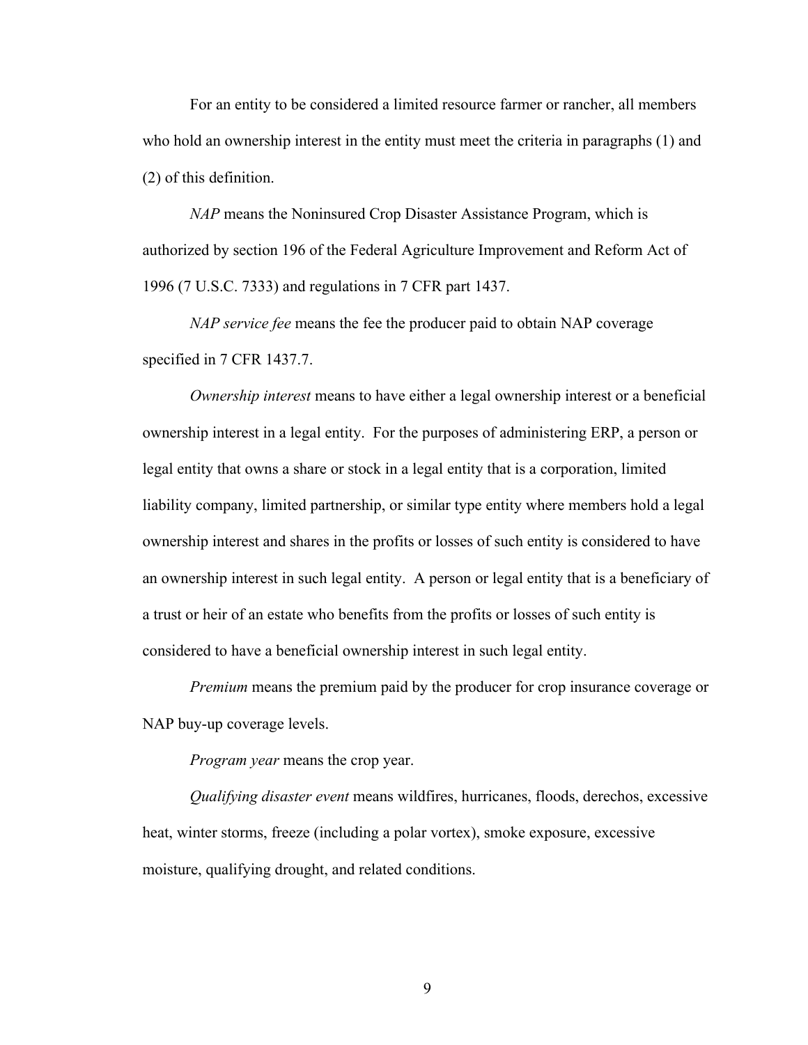For an entity to be considered a limited resource farmer or rancher, all members who hold an ownership interest in the entity must meet the criteria in paragraphs (1) and (2) of this definition.

*NAP* means the Noninsured Crop Disaster Assistance Program, which is authorized by section 196 of the Federal Agriculture Improvement and Reform Act of 1996 (7 U.S.C. 7333) and regulations in 7 CFR part 1437.

*NAP service fee* means the fee the producer paid to obtain NAP coverage specified in 7 CFR 1437.7.

*Ownership interest* means to have either a legal ownership interest or a beneficial ownership interest in a legal entity. For the purposes of administering ERP, a person or legal entity that owns a share or stock in a legal entity that is a corporation, limited liability company, limited partnership, or similar type entity where members hold a legal ownership interest and shares in the profits or losses of such entity is considered to have an ownership interest in such legal entity. A person or legal entity that is a beneficiary of a trust or heir of an estate who benefits from the profits or losses of such entity is considered to have a beneficial ownership interest in such legal entity.

*Premium* means the premium paid by the producer for crop insurance coverage or NAP buy-up coverage levels.

*Program year* means the crop year.

*Qualifying disaster event* means wildfires, hurricanes, floods, derechos, excessive heat, winter storms, freeze (including a polar vortex), smoke exposure, excessive moisture, qualifying drought, and related conditions.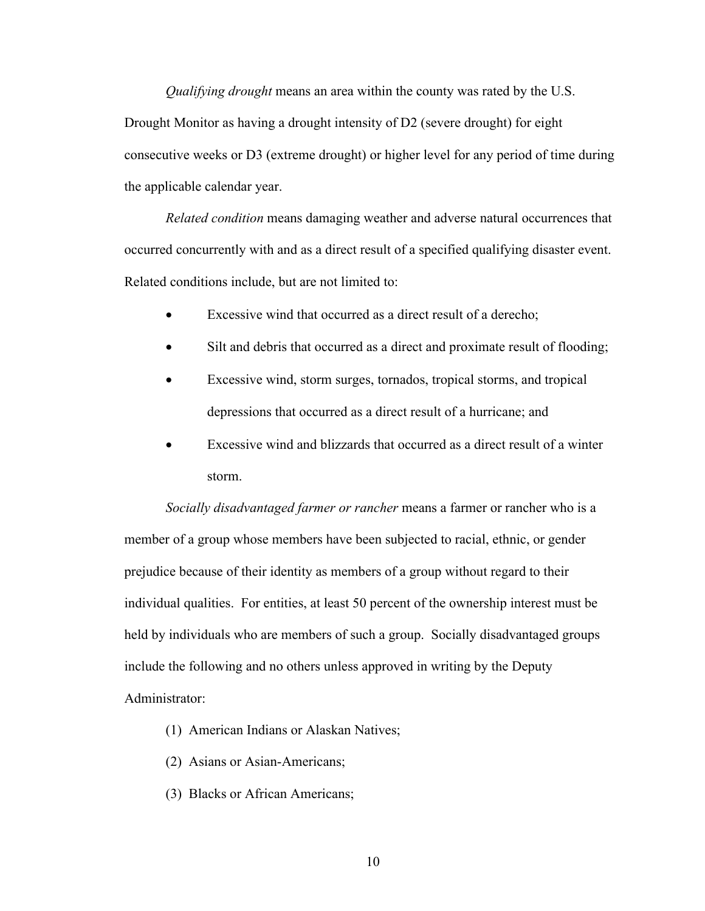*Qualifying drought* means an area within the county was rated by the U.S. Drought Monitor as having a drought intensity of D2 (severe drought) for eight consecutive weeks or D3 (extreme drought) or higher level for any period of time during the applicable calendar year.

*Related condition* means damaging weather and adverse natural occurrences that occurred concurrently with and as a direct result of a specified qualifying disaster event. Related conditions include, but are not limited to:

- Excessive wind that occurred as a direct result of a derecho;
- Silt and debris that occurred as a direct and proximate result of flooding;
- Excessive wind, storm surges, tornados, tropical storms, and tropical depressions that occurred as a direct result of a hurricane; and
- Excessive wind and blizzards that occurred as a direct result of a winter storm.

*Socially disadvantaged farmer or rancher* means a farmer or rancher who is a member of a group whose members have been subjected to racial, ethnic, or gender prejudice because of their identity as members of a group without regard to their individual qualities. For entities, at least 50 percent of the ownership interest must be held by individuals who are members of such a group. Socially disadvantaged groups include the following and no others unless approved in writing by the Deputy Administrator:

(1) American Indians or Alaskan Natives;

(2) Asians or Asian-Americans;

(3) Blacks or African Americans;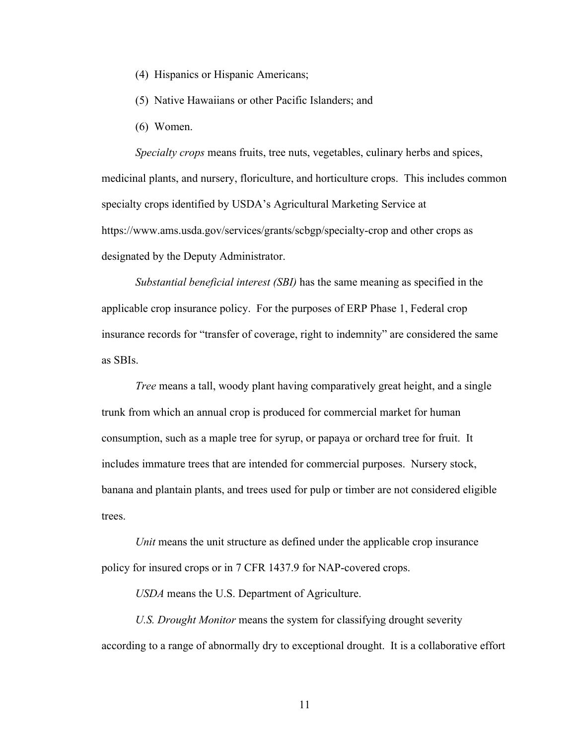(4) Hispanics or Hispanic Americans;

(5) Native Hawaiians or other Pacific Islanders; and

(6) Women.

*Specialty crops* means fruits, tree nuts, vegetables, culinary herbs and spices, medicinal plants, and nursery, floriculture, and horticulture crops. This includes common specialty crops identified by USDA's Agricultural Marketing Service at https://www.ams.usda.gov/services/grants/scbgp/specialty-crop and other crops as designated by the Deputy Administrator.

*Substantial beneficial interest (SBI)* has the same meaning as specified in the applicable crop insurance policy. For the purposes of ERP Phase 1, Federal crop insurance records for "transfer of coverage, right to indemnity" are considered the same as SBIs.

*Tree* means a tall, woody plant having comparatively great height, and a single trunk from which an annual crop is produced for commercial market for human consumption, such as a maple tree for syrup, or papaya or orchard tree for fruit. It includes immature trees that are intended for commercial purposes. Nursery stock, banana and plantain plants, and trees used for pulp or timber are not considered eligible trees.

*Unit* means the unit structure as defined under the applicable crop insurance policy for insured crops or in 7 CFR 1437.9 for NAP-covered crops.

*USDA* means the U.S. Department of Agriculture.

*U.S. Drought Monitor* means the system for classifying drought severity according to a range of abnormally dry to exceptional drought. It is a collaborative effort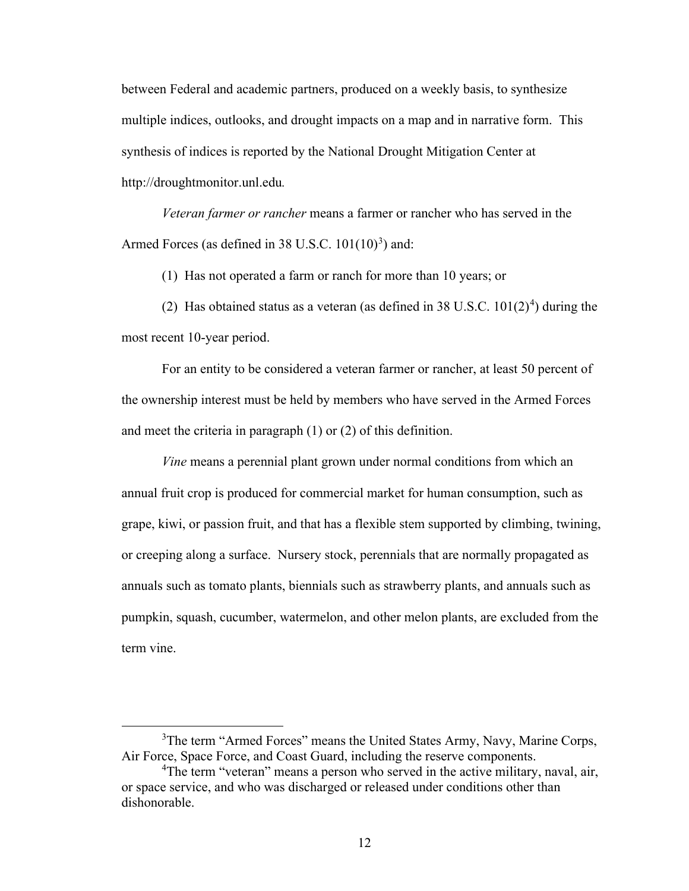between Federal and academic partners, produced on a weekly basis, to synthesize multiple indices, outlooks, and drought impacts on a map and in narrative form. This synthesis of indices is reported by the National Drought Mitigation Center at http://droughtmonitor.unl.edu.

*Veteran farmer or rancher* means a farmer or rancher who has served in the Armed Forces (as defined in 38 U.S.C. 101(10)[3]) and:

(1) Has not operated a farm or ranch for more than 10 years; or

(2) Has obtained status as a veteran (as defined in 38 U.S.C. 101(2)[4]) during the most recent 10-year period.

For an entity to be considered a veteran farmer or rancher, at least 50 percent of the ownership interest must be held by members who have served in the Armed Forces and meet the criteria in paragraph (1) or (2) of this definition.

*Vine* means a perennial plant grown under normal conditions from which an annual fruit crop is produced for commercial market for human consumption, such as grape, kiwi, or passion fruit, and that has a flexible stem supported by climbing, twining, or creeping along a surface. Nursery stock, perennials that are normally propagated as annuals such as tomato plants, biennials such as strawberry plants, and annuals such as pumpkin, squash, cucumber, watermelon, and other melon plants, are excluded from the term vine.

---

[3]The term "Armed Forces" means the United States Army, Navy, Marine Corps, Air Force, Space Force, and Coast Guard, including the reserve components.

[4]The term "veteran" means a person who served in the active military, naval, air, or space service, and who was discharged or released under conditions other than dishonorable.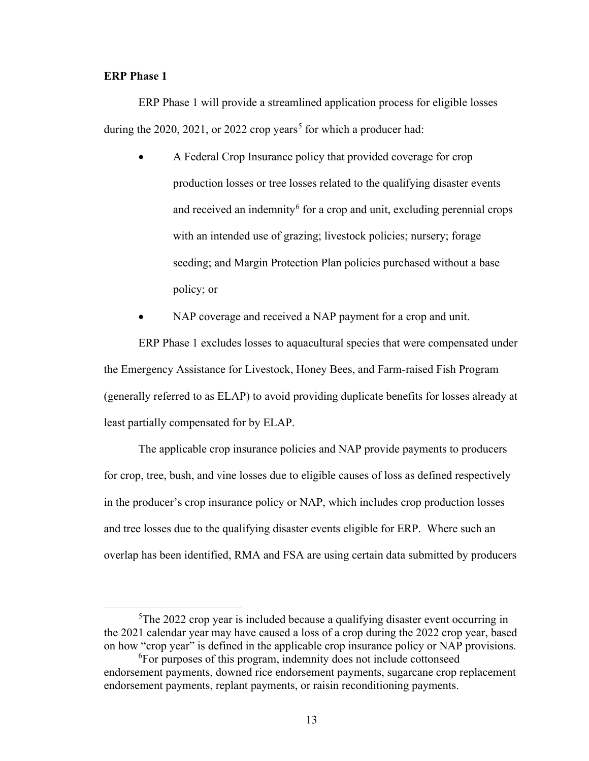**ERP Phase 1**

ERP Phase 1 will provide a streamlined application process for eligible losses during the 2020, 2021, or 2022 crop years[5] for which a producer had:

- A Federal Crop Insurance policy that provided coverage for crop production losses or tree losses related to the qualifying disaster events and received an indemnity[6] for a crop and unit, excluding perennial crops with an intended use of grazing; livestock policies; nursery; forage seeding; and Margin Protection Plan policies purchased without a base policy; or
- NAP coverage and received a NAP payment for a crop and unit.

ERP Phase 1 excludes losses to aquacultural species that were compensated under the Emergency Assistance for Livestock, Honey Bees, and Farm-raised Fish Program (generally referred to as ELAP) to avoid providing duplicate benefits for losses already at least partially compensated for by ELAP.

The applicable crop insurance policies and NAP provide payments to producers for crop, tree, bush, and vine losses due to eligible causes of loss as defined respectively in the producer's crop insurance policy or NAP, which includes crop production losses and tree losses due to the qualifying disaster events eligible for ERP. Where such an overlap has been identified, RMA and FSA are using certain data submitted by producers

---

[5]The 2022 crop year is included because a qualifying disaster event occurring in the 2021 calendar year may have caused a loss of a crop during the 2022 crop year, based on how "crop year" is defined in the applicable crop insurance policy or NAP provisions.

[6]For purposes of this program, indemnity does not include cottonseed endorsement payments, downed rice endorsement payments, sugarcane crop replacement endorsement payments, replant payments, or raisin reconditioning payments.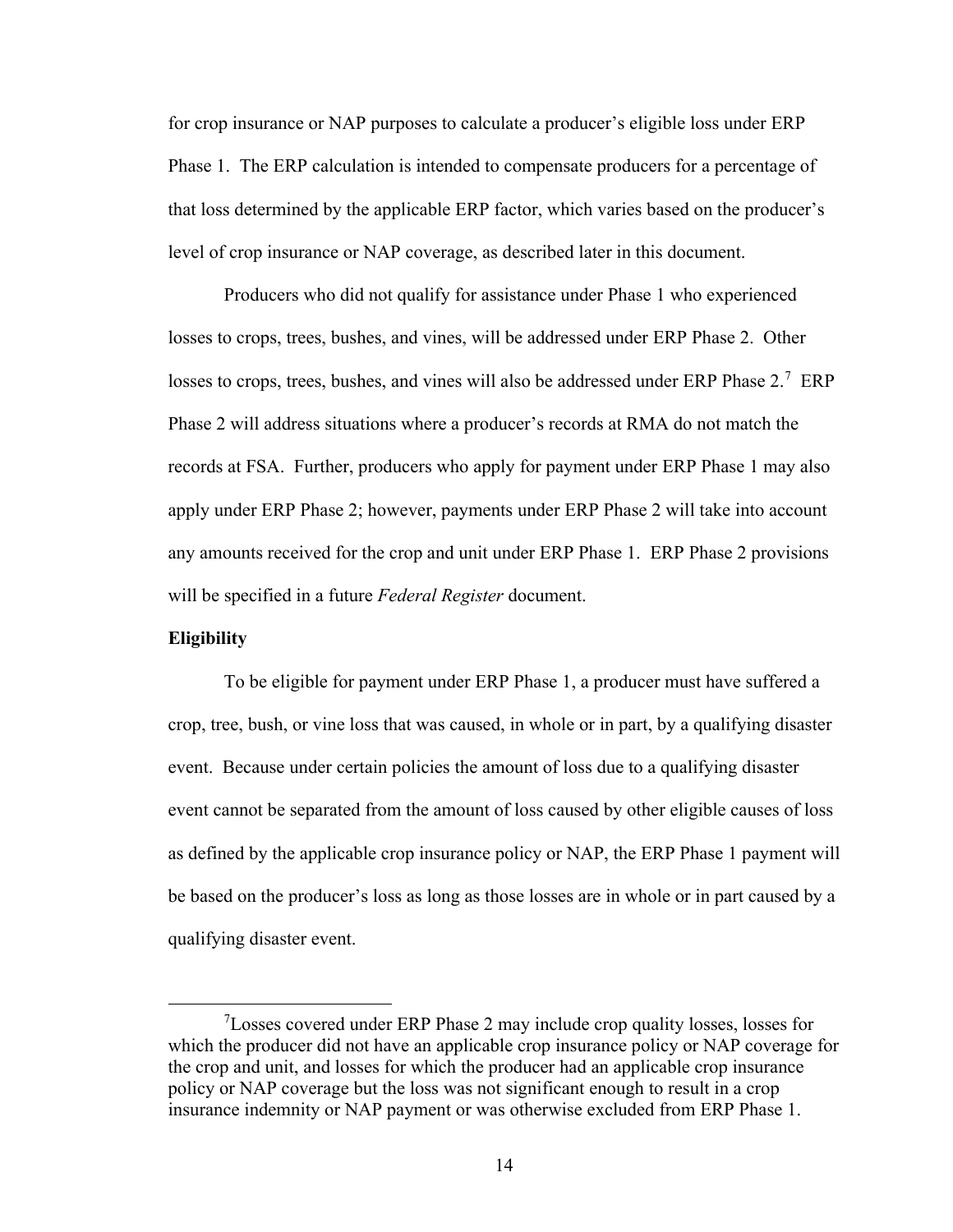for crop insurance or NAP purposes to calculate a producer's eligible loss under ERP Phase 1. The ERP calculation is intended to compensate producers for a percentage of that loss determined by the applicable ERP factor, which varies based on the producer's level of crop insurance or NAP coverage, as described later in this document.

Producers who did not qualify for assistance under Phase 1 who experienced losses to crops, trees, bushes, and vines, will be addressed under ERP Phase 2. Other losses to crops, trees, bushes, and vines will also be addressed under ERP Phase 2.[7] ERP Phase 2 will address situations where a producer's records at RMA do not match the records at FSA. Further, producers who apply for payment under ERP Phase 1 may also apply under ERP Phase 2; however, payments under ERP Phase 2 will take into account any amounts received for the crop and unit under ERP Phase 1. ERP Phase 2 provisions will be specified in a future *Federal Register* document.

**Eligibility**

To be eligible for payment under ERP Phase 1, a producer must have suffered a crop, tree, bush, or vine loss that was caused, in whole or in part, by a qualifying disaster event. Because under certain policies the amount of loss due to a qualifying disaster event cannot be separated from the amount of loss caused by other eligible causes of loss as defined by the applicable crop insurance policy or NAP, the ERP Phase 1 payment will be based on the producer's loss as long as those losses are in whole or in part caused by a qualifying disaster event.

[7] Losses covered under ERP Phase 2 may include crop quality losses, losses for which the producer did not have an applicable crop insurance policy or NAP coverage for the crop and unit, and losses for which the producer had an applicable crop insurance policy or NAP coverage but the loss was not significant enough to result in a crop insurance indemnity or NAP payment or was otherwise excluded from ERP Phase 1.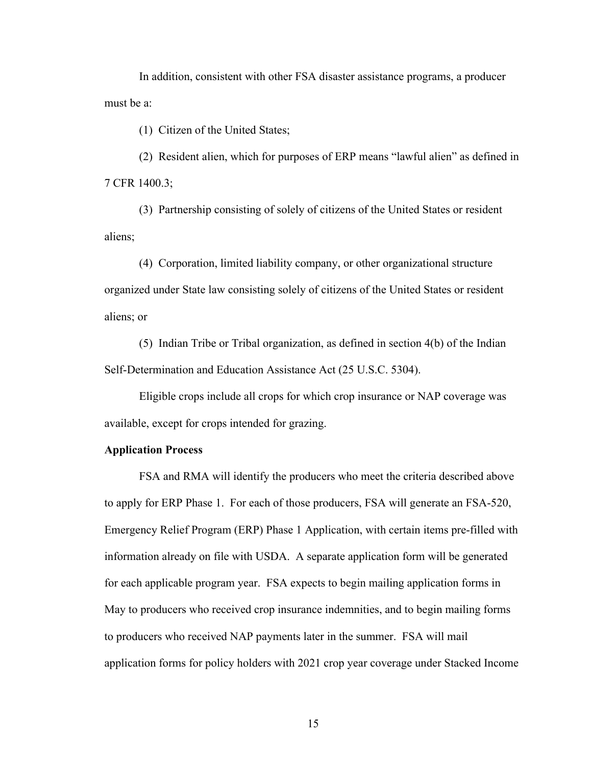In addition, consistent with other FSA disaster assistance programs, a producer must be a:

(1) Citizen of the United States;

(2) Resident alien, which for purposes of ERP means "lawful alien" as defined in 7 CFR 1400.3;

(3) Partnership consisting of solely of citizens of the United States or resident aliens;

(4) Corporation, limited liability company, or other organizational structure organized under State law consisting solely of citizens of the United States or resident aliens; or

(5) Indian Tribe or Tribal organization, as defined in section 4(b) of the Indian Self-Determination and Education Assistance Act (25 U.S.C. 5304).

Eligible crops include all crops for which crop insurance or NAP coverage was available, except for crops intended for grazing.

**Application Process**

FSA and RMA will identify the producers who meet the criteria described above to apply for ERP Phase 1. For each of those producers, FSA will generate an FSA-520, Emergency Relief Program (ERP) Phase 1 Application, with certain items pre-filled with information already on file with USDA. A separate application form will be generated for each applicable program year. FSA expects to begin mailing application forms in May to producers who received crop insurance indemnities, and to begin mailing forms to producers who received NAP payments later in the summer. FSA will mail application forms for policy holders with 2021 crop year coverage under Stacked Income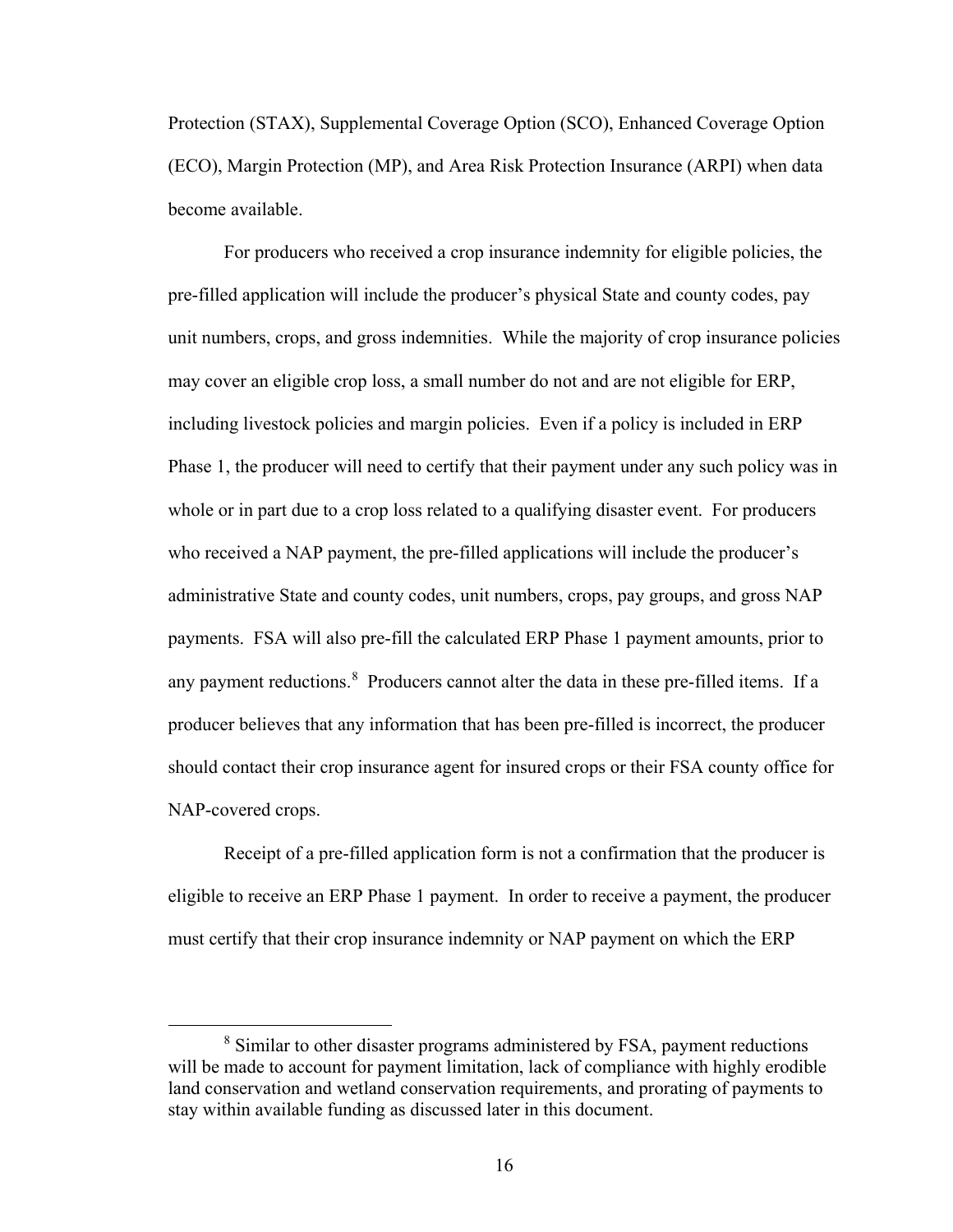Protection (STAX), Supplemental Coverage Option (SCO), Enhanced Coverage Option (ECO), Margin Protection (MP), and Area Risk Protection Insurance (ARPI) when data become available.

For producers who received a crop insurance indemnity for eligible policies, the pre-filled application will include the producer's physical State and county codes, pay unit numbers, crops, and gross indemnities. While the majority of crop insurance policies may cover an eligible crop loss, a small number do not and are not eligible for ERP, including livestock policies and margin policies. Even if a policy is included in ERP Phase 1, the producer will need to certify that their payment under any such policy was in whole or in part due to a crop loss related to a qualifying disaster event. For producers who received a NAP payment, the pre-filled applications will include the producer's administrative State and county codes, unit numbers, crops, pay groups, and gross NAP payments. FSA will also pre-fill the calculated ERP Phase 1 payment amounts, prior to any payment reductions.[8] Producers cannot alter the data in these pre-filled items. If a producer believes that any information that has been pre-filled is incorrect, the producer should contact their crop insurance agent for insured crops or their FSA county office for NAP-covered crops.

Receipt of a pre-filled application form is not a confirmation that the producer is eligible to receive an ERP Phase 1 payment. In order to receive a payment, the producer must certify that their crop insurance indemnity or NAP payment on which the ERP

---

[8] Similar to other disaster programs administered by FSA, payment reductions will be made to account for payment limitation, lack of compliance with highly erodible land conservation and wetland conservation requirements, and prorating of payments to stay within available funding as discussed later in this document.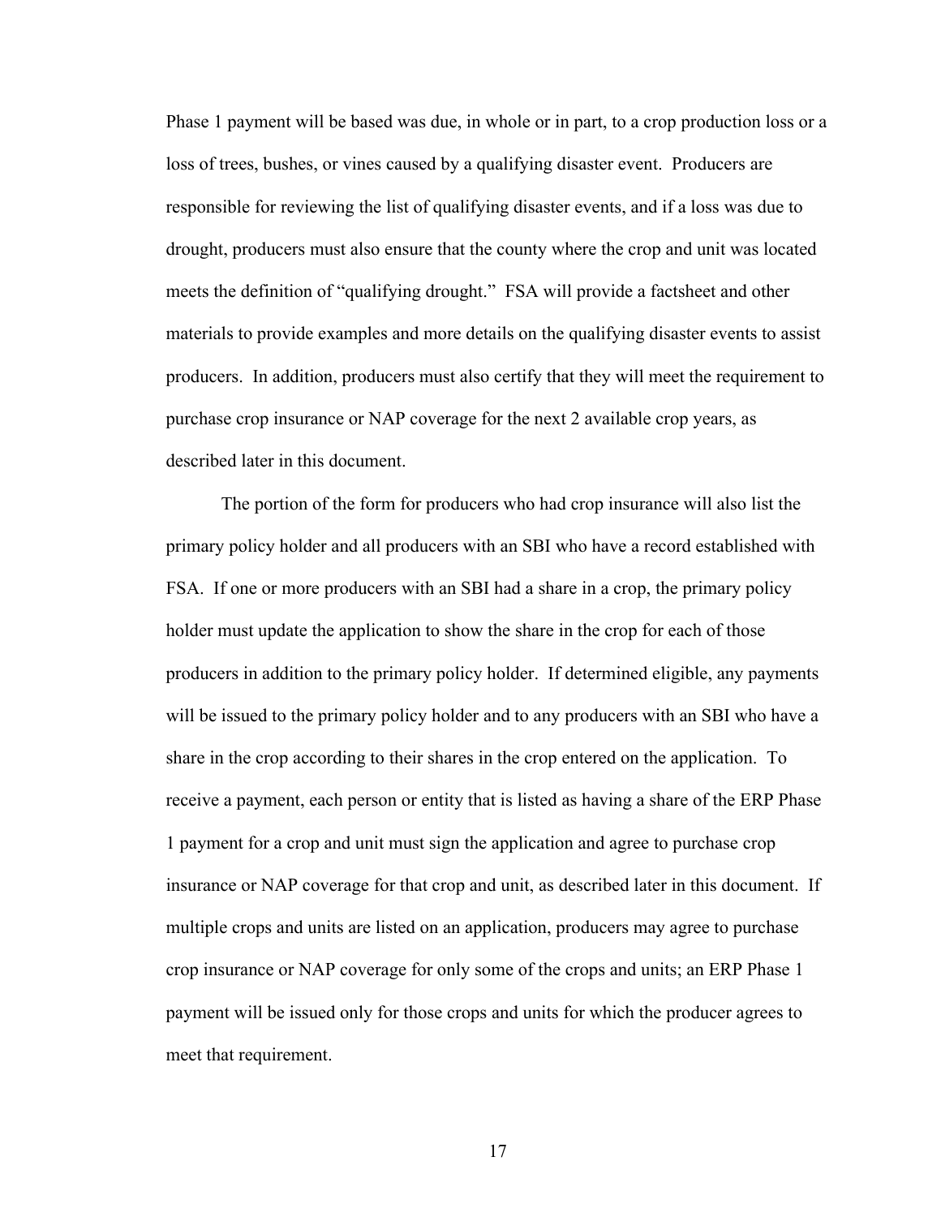Phase 1 payment will be based was due, in whole or in part, to a crop production loss or a loss of trees, bushes, or vines caused by a qualifying disaster event. Producers are responsible for reviewing the list of qualifying disaster events, and if a loss was due to drought, producers must also ensure that the county where the crop and unit was located meets the definition of "qualifying drought." FSA will provide a factsheet and other materials to provide examples and more details on the qualifying disaster events to assist producers. In addition, producers must also certify that they will meet the requirement to purchase crop insurance or NAP coverage for the next 2 available crop years, as described later in this document.

The portion of the form for producers who had crop insurance will also list the primary policy holder and all producers with an SBI who have a record established with FSA. If one or more producers with an SBI had a share in a crop, the primary policy holder must update the application to show the share in the crop for each of those producers in addition to the primary policy holder. If determined eligible, any payments will be issued to the primary policy holder and to any producers with an SBI who have a share in the crop according to their shares in the crop entered on the application. To receive a payment, each person or entity that is listed as having a share of the ERP Phase 1 payment for a crop and unit must sign the application and agree to purchase crop insurance or NAP coverage for that crop and unit, as described later in this document. If multiple crops and units are listed on an application, producers may agree to purchase crop insurance or NAP coverage for only some of the crops and units; an ERP Phase 1 payment will be issued only for those crops and units for which the producer agrees to meet that requirement.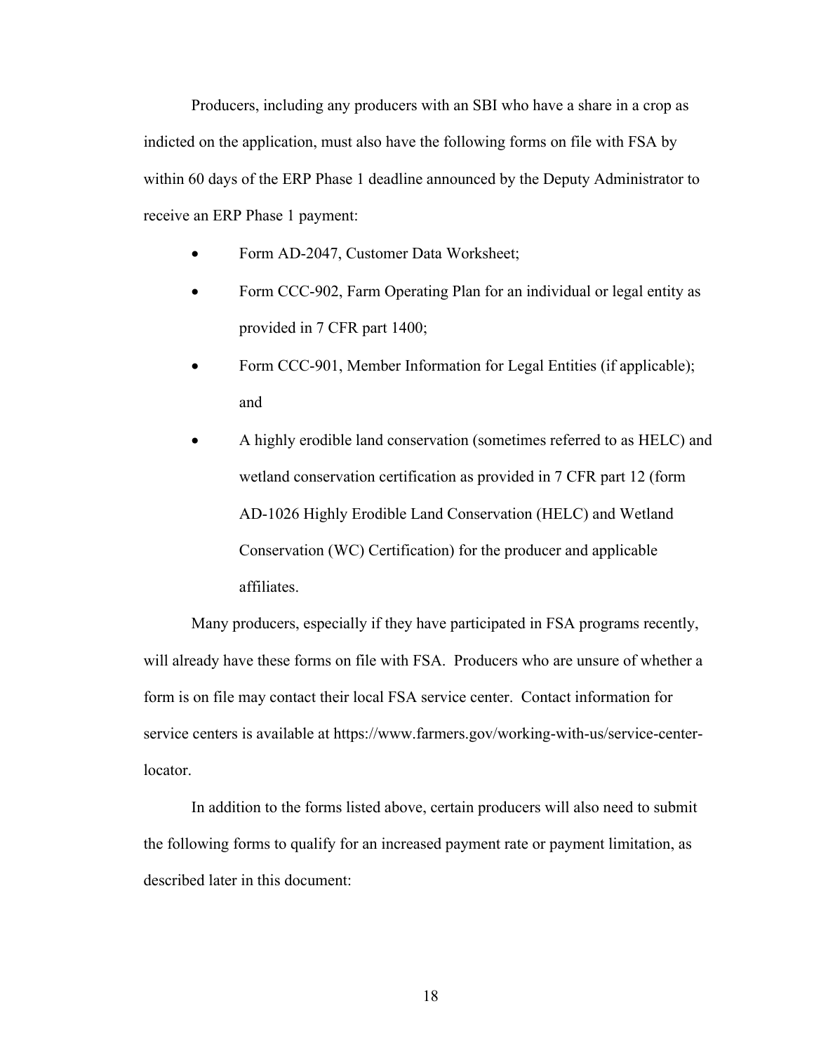Producers, including any producers with an SBI who have a share in a crop as indicted on the application, must also have the following forms on file with FSA by within 60 days of the ERP Phase 1 deadline announced by the Deputy Administrator to receive an ERP Phase 1 payment:

- Form AD-2047, Customer Data Worksheet;
- Form CCC-902, Farm Operating Plan for an individual or legal entity as provided in 7 CFR part 1400;
- Form CCC-901, Member Information for Legal Entities (if applicable); and
- A highly erodible land conservation (sometimes referred to as HELC) and wetland conservation certification as provided in 7 CFR part 12 (form AD-1026 Highly Erodible Land Conservation (HELC) and Wetland Conservation (WC) Certification) for the producer and applicable affiliates.

Many producers, especially if they have participated in FSA programs recently, will already have these forms on file with FSA. Producers who are unsure of whether a form is on file may contact their local FSA service center. Contact information for service centers is available at https://www.farmers.gov/working-with-us/service-center-locator.

In addition to the forms listed above, certain producers will also need to submit the following forms to qualify for an increased payment rate or payment limitation, as described later in this document: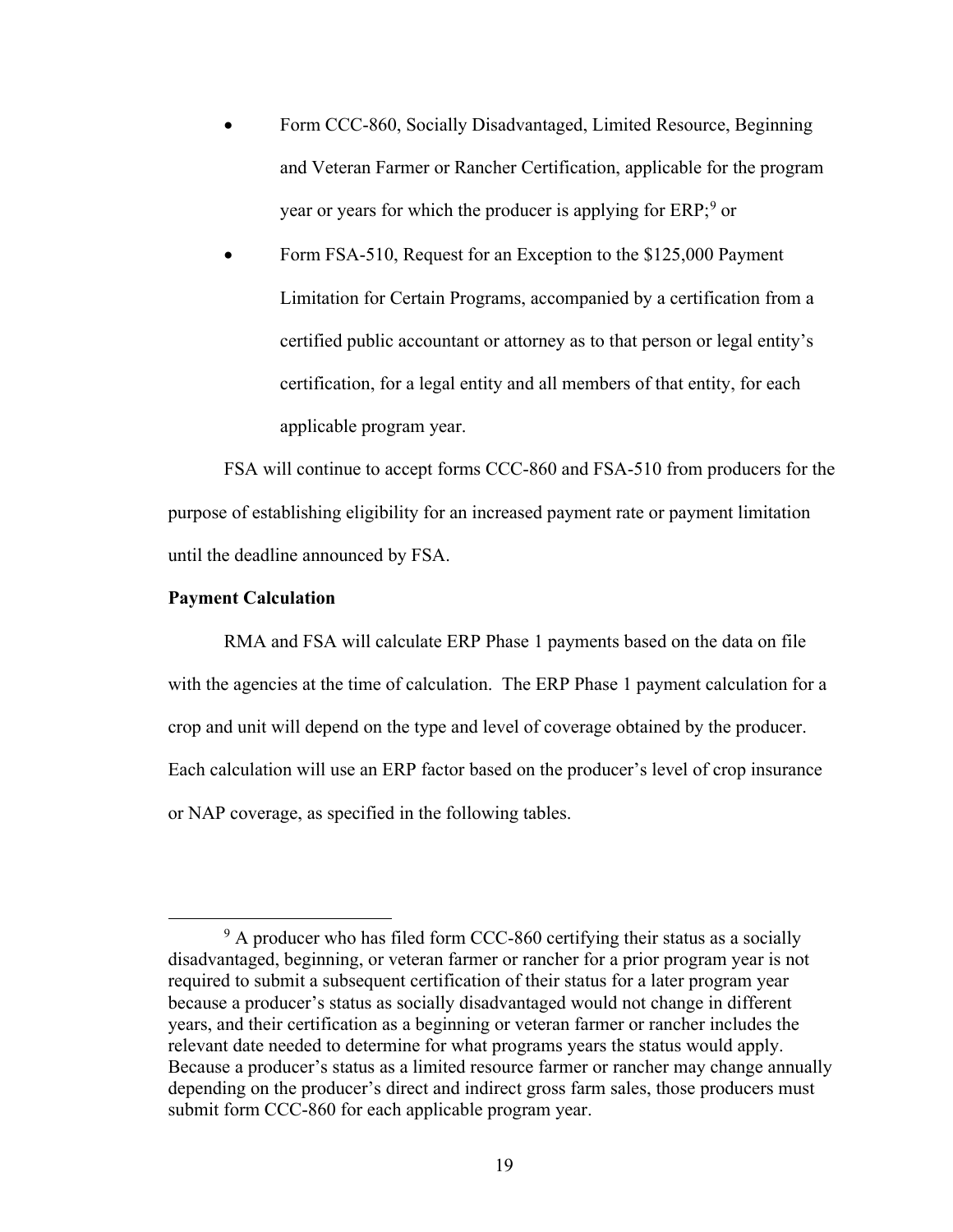- Form CCC-860, Socially Disadvantaged, Limited Resource, Beginning and Veteran Farmer or Rancher Certification, applicable for the program year or years for which the producer is applying for ERP;[9] or
- Form FSA-510, Request for an Exception to the $125,000 Payment Limitation for Certain Programs, accompanied by a certification from a certified public accountant or attorney as to that person or legal entity's certification, for a legal entity and all members of that entity, for each applicable program year.

FSA will continue to accept forms CCC-860 and FSA-510 from producers for the purpose of establishing eligibility for an increased payment rate or payment limitation until the deadline announced by FSA.

**Payment Calculation**

RMA and FSA will calculate ERP Phase 1 payments based on the data on file with the agencies at the time of calculation. The ERP Phase 1 payment calculation for a crop and unit will depend on the type and level of coverage obtained by the producer. Each calculation will use an ERP factor based on the producer's level of crop insurance or NAP coverage, as specified in the following tables.

[9] A producer who has filed form CCC-860 certifying their status as a socially disadvantaged, beginning, or veteran farmer or rancher for a prior program year is not required to submit a subsequent certification of their status for a later program year because a producer's status as socially disadvantaged would not change in different years, and their certification as a beginning or veteran farmer or rancher includes the relevant date needed to determine for what programs years the status would apply. Because a producer's status as a limited resource farmer or rancher may change annually depending on the producer's direct and indirect gross farm sales, those producers must submit form CCC-860 for each applicable program year.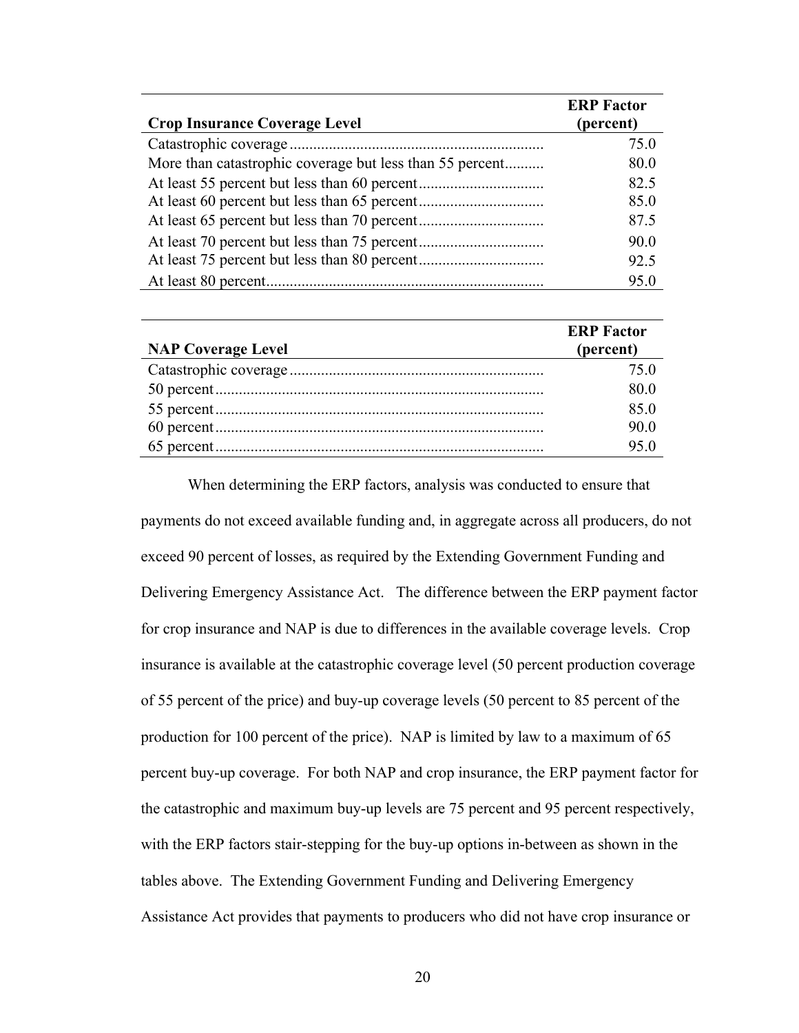| Crop Insurance Coverage Level | ERP Factor (percent) |
|---|---|
| Catastrophic coverage | 75.0 |
| More than catastrophic coverage but less than 55 percent | 80.0 |
| At least 55 percent but less than 60 percent | 82.5 |
| At least 60 percent but less than 65 percent | 85.0 |
| At least 65 percent but less than 70 percent | 87.5 |
| At least 70 percent but less than 75 percent | 90.0 |
| At least 75 percent but less than 80 percent | 92.5 |
| At least 80 percent | 95.0 |

| NAP Coverage Level | ERP Factor (percent) |
|---|---|
| Catastrophic coverage | 75.0 |
| 50 percent | 80.0 |
| 55 percent | 85.0 |
| 60 percent | 90.0 |
| 65 percent | 95.0 |

When determining the ERP factors, analysis was conducted to ensure that payments do not exceed available funding and, in aggregate across all producers, do not exceed 90 percent of losses, as required by the Extending Government Funding and Delivering Emergency Assistance Act. The difference between the ERP payment factor for crop insurance and NAP is due to differences in the available coverage levels. Crop insurance is available at the catastrophic coverage level (50 percent production coverage of 55 percent of the price) and buy-up coverage levels (50 percent to 85 percent of the production for 100 percent of the price). NAP is limited by law to a maximum of 65 percent buy-up coverage. For both NAP and crop insurance, the ERP payment factor for the catastrophic and maximum buy-up levels are 75 percent and 95 percent respectively, with the ERP factors stair-stepping for the buy-up options in-between as shown in the tables above. The Extending Government Funding and Delivering Emergency Assistance Act provides that payments to producers who did not have crop insurance or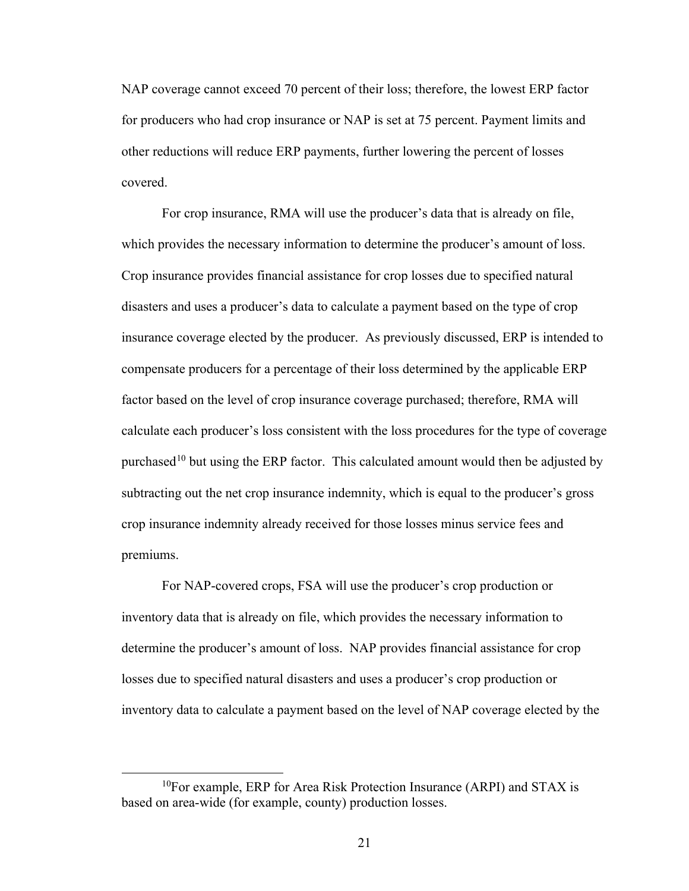NAP coverage cannot exceed 70 percent of their loss; therefore, the lowest ERP factor for producers who had crop insurance or NAP is set at 75 percent. Payment limits and other reductions will reduce ERP payments, further lowering the percent of losses covered.

For crop insurance, RMA will use the producer's data that is already on file, which provides the necessary information to determine the producer's amount of loss. Crop insurance provides financial assistance for crop losses due to specified natural disasters and uses a producer's data to calculate a payment based on the type of crop insurance coverage elected by the producer. As previously discussed, ERP is intended to compensate producers for a percentage of their loss determined by the applicable ERP factor based on the level of crop insurance coverage purchased; therefore, RMA will calculate each producer's loss consistent with the loss procedures for the type of coverage purchased[10] but using the ERP factor. This calculated amount would then be adjusted by subtracting out the net crop insurance indemnity, which is equal to the producer's gross crop insurance indemnity already received for those losses minus service fees and premiums.

For NAP-covered crops, FSA will use the producer's crop production or inventory data that is already on file, which provides the necessary information to determine the producer's amount of loss. NAP provides financial assistance for crop losses due to specified natural disasters and uses a producer's crop production or inventory data to calculate a payment based on the level of NAP coverage elected by the

[10]For example, ERP for Area Risk Protection Insurance (ARPI) and STAX is based on area-wide (for example, county) production losses.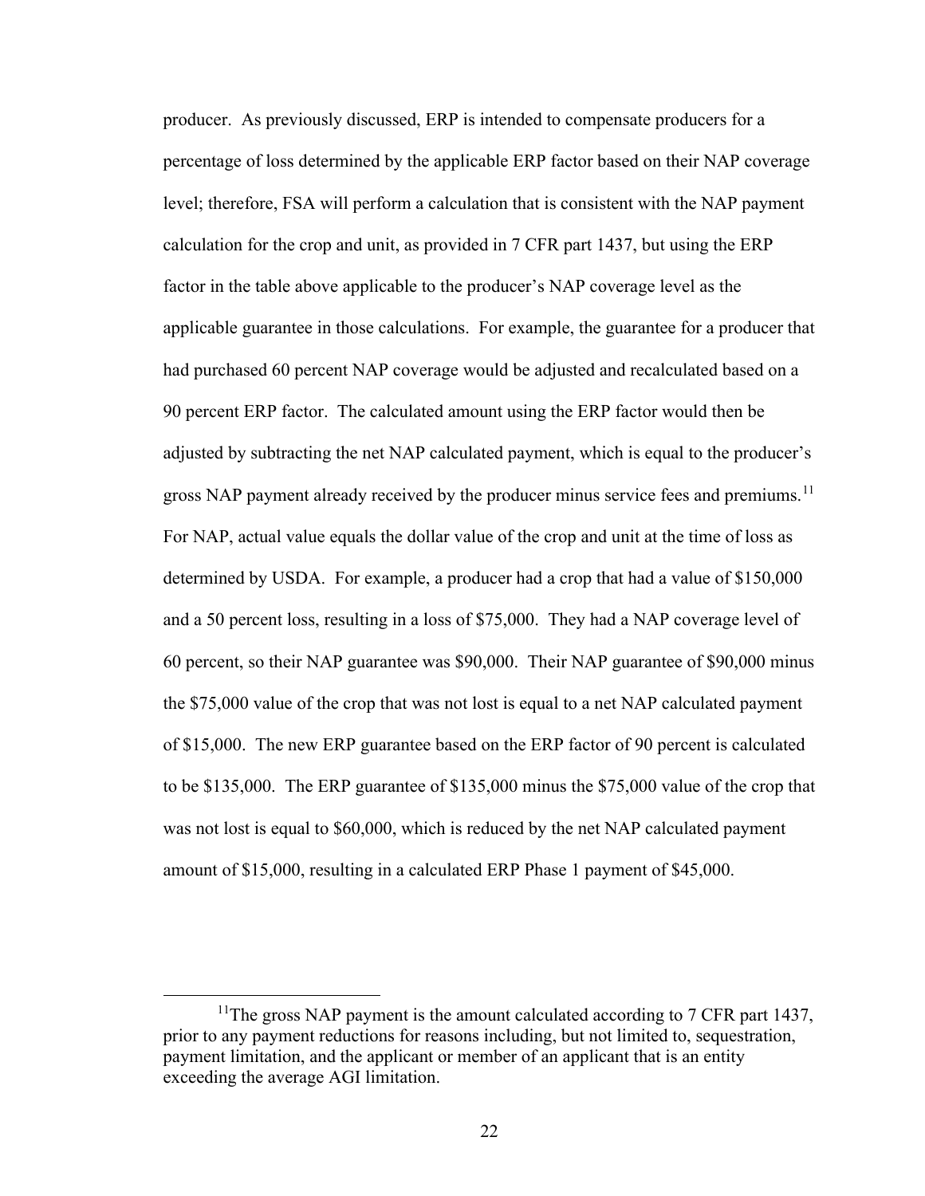producer. As previously discussed, ERP is intended to compensate producers for a percentage of loss determined by the applicable ERP factor based on their NAP coverage level; therefore, FSA will perform a calculation that is consistent with the NAP payment calculation for the crop and unit, as provided in 7 CFR part 1437, but using the ERP factor in the table above applicable to the producer's NAP coverage level as the applicable guarantee in those calculations. For example, the guarantee for a producer that had purchased 60 percent NAP coverage would be adjusted and recalculated based on a 90 percent ERP factor. The calculated amount using the ERP factor would then be adjusted by subtracting the net NAP calculated payment, which is equal to the producer's gross NAP payment already received by the producer minus service fees and premiums.[11] For NAP, actual value equals the dollar value of the crop and unit at the time of loss as determined by USDA. For example, a producer had a crop that had a value of $150,000 and a 50 percent loss, resulting in a loss of $75,000. They had a NAP coverage level of 60 percent, so their NAP guarantee was $90,000. Their NAP guarantee of $90,000 minus the $75,000 value of the crop that was not lost is equal to a net NAP calculated payment of $15,000. The new ERP guarantee based on the ERP factor of 90 percent is calculated to be $135,000. The ERP guarantee of $135,000 minus the $75,000 value of the crop that was not lost is equal to $60,000, which is reduced by the net NAP calculated payment amount of $15,000, resulting in a calculated ERP Phase 1 payment of $45,000.

[11]The gross NAP payment is the amount calculated according to 7 CFR part 1437, prior to any payment reductions for reasons including, but not limited to, sequestration, payment limitation, and the applicant or member of an applicant that is an entity exceeding the average AGI limitation.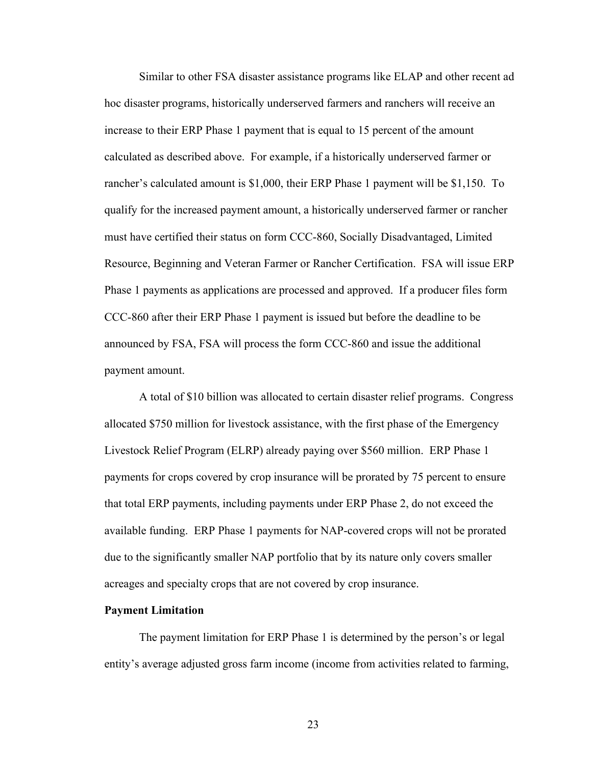Similar to other FSA disaster assistance programs like ELAP and other recent ad hoc disaster programs, historically underserved farmers and ranchers will receive an increase to their ERP Phase 1 payment that is equal to 15 percent of the amount calculated as described above. For example, if a historically underserved farmer or rancher's calculated amount is $1,000, their ERP Phase 1 payment will be $1,150. To qualify for the increased payment amount, a historically underserved farmer or rancher must have certified their status on form CCC-860, Socially Disadvantaged, Limited Resource, Beginning and Veteran Farmer or Rancher Certification. FSA will issue ERP Phase 1 payments as applications are processed and approved. If a producer files form CCC-860 after their ERP Phase 1 payment is issued but before the deadline to be announced by FSA, FSA will process the form CCC-860 and issue the additional payment amount.

A total of $10 billion was allocated to certain disaster relief programs. Congress allocated $750 million for livestock assistance, with the first phase of the Emergency Livestock Relief Program (ELRP) already paying over $560 million. ERP Phase 1 payments for crops covered by crop insurance will be prorated by 75 percent to ensure that total ERP payments, including payments under ERP Phase 2, do not exceed the available funding. ERP Phase 1 payments for NAP-covered crops will not be prorated due to the significantly smaller NAP portfolio that by its nature only covers smaller acreages and specialty crops that are not covered by crop insurance.

**Payment Limitation**

The payment limitation for ERP Phase 1 is determined by the person's or legal entity's average adjusted gross farm income (income from activities related to farming,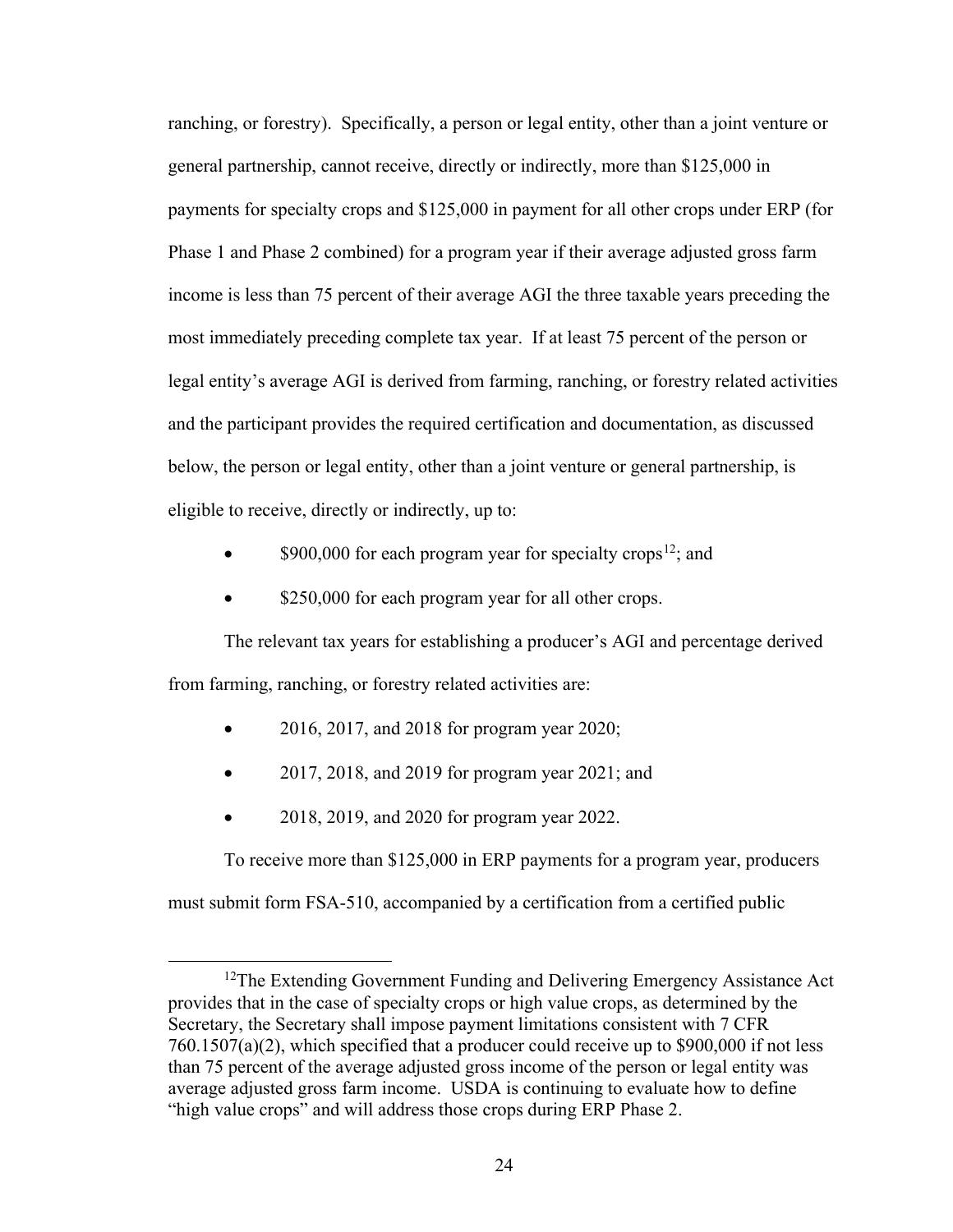ranching, or forestry). Specifically, a person or legal entity, other than a joint venture or general partnership, cannot receive, directly or indirectly, more than $125,000 in payments for specialty crops and $125,000 in payment for all other crops under ERP (for Phase 1 and Phase 2 combined) for a program year if their average adjusted gross farm income is less than 75 percent of their average AGI the three taxable years preceding the most immediately preceding complete tax year. If at least 75 percent of the person or legal entity's average AGI is derived from farming, ranching, or forestry related activities and the participant provides the required certification and documentation, as discussed below, the person or legal entity, other than a joint venture or general partnership, is eligible to receive, directly or indirectly, up to:

- $900,000 for each program year for specialty crops[12]; and
- $250,000 for each program year for all other crops.

The relevant tax years for establishing a producer's AGI and percentage derived from farming, ranching, or forestry related activities are:

- 2016, 2017, and 2018 for program year 2020;
- 2017, 2018, and 2019 for program year 2021; and
- 2018, 2019, and 2020 for program year 2022.

To receive more than $125,000 in ERP payments for a program year, producers must submit form FSA-510, accompanied by a certification from a certified public

[12] The Extending Government Funding and Delivering Emergency Assistance Act provides that in the case of specialty crops or high value crops, as determined by the Secretary, the Secretary shall impose payment limitations consistent with 7 CFR 760.1507(a)(2), which specified that a producer could receive up to $900,000 if not less than 75 percent of the average adjusted gross income of the person or legal entity was average adjusted gross farm income. USDA is continuing to evaluate how to define "high value crops" and will address those crops during ERP Phase 2.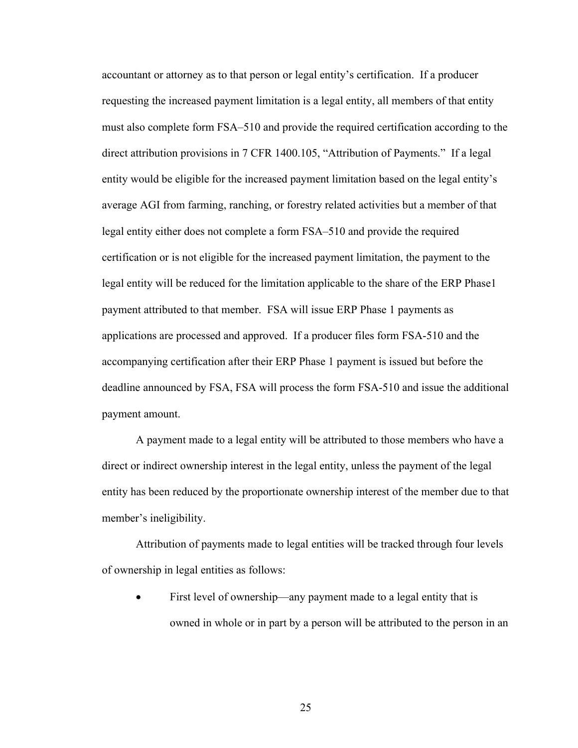accountant or attorney as to that person or legal entity's certification. If a producer requesting the increased payment limitation is a legal entity, all members of that entity must also complete form FSA–510 and provide the required certification according to the direct attribution provisions in 7 CFR 1400.105, "Attribution of Payments." If a legal entity would be eligible for the increased payment limitation based on the legal entity's average AGI from farming, ranching, or forestry related activities but a member of that legal entity either does not complete a form FSA–510 and provide the required certification or is not eligible for the increased payment limitation, the payment to the legal entity will be reduced for the limitation applicable to the share of the ERP Phase1 payment attributed to that member. FSA will issue ERP Phase 1 payments as applications are processed and approved. If a producer files form FSA-510 and the accompanying certification after their ERP Phase 1 payment is issued but before the deadline announced by FSA, FSA will process the form FSA-510 and issue the additional payment amount.

A payment made to a legal entity will be attributed to those members who have a direct or indirect ownership interest in the legal entity, unless the payment of the legal entity has been reduced by the proportionate ownership interest of the member due to that member's ineligibility.

Attribution of payments made to legal entities will be tracked through four levels of ownership in legal entities as follows:

- First level of ownership—any payment made to a legal entity that is owned in whole or in part by a person will be attributed to the person in an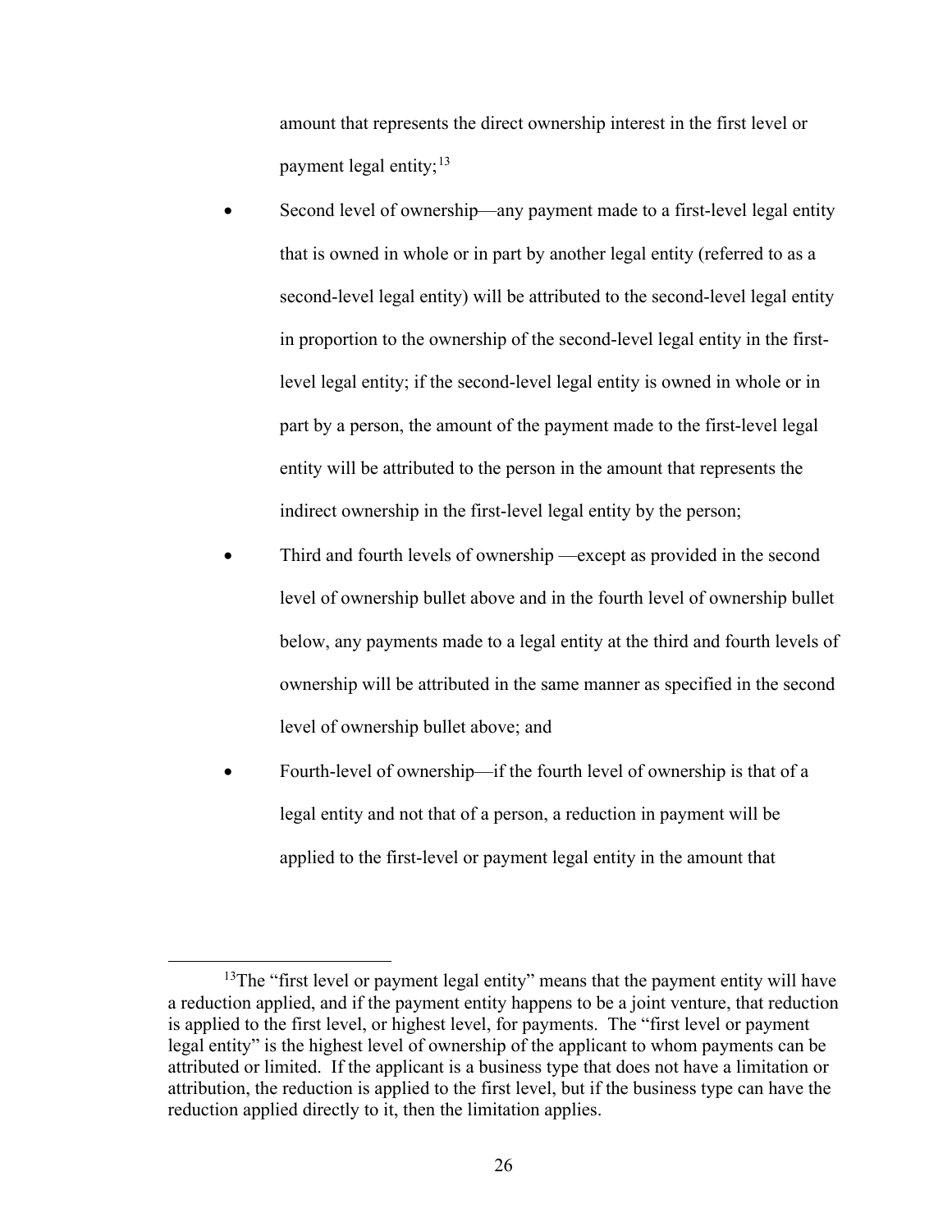amount that represents the direct ownership interest in the first level or payment legal entity;[13]

- Second level of ownership—any payment made to a first-level legal entity that is owned in whole or in part by another legal entity (referred to as a second-level legal entity) will be attributed to the second-level legal entity in proportion to the ownership of the second-level legal entity in the first-level legal entity; if the second-level legal entity is owned in whole or in part by a person, the amount of the payment made to the first-level legal entity will be attributed to the person in the amount that represents the indirect ownership in the first-level legal entity by the person;
- Third and fourth levels of ownership —except as provided in the second level of ownership bullet above and in the fourth level of ownership bullet below, any payments made to a legal entity at the third and fourth levels of ownership will be attributed in the same manner as specified in the second level of ownership bullet above; and
- Fourth-level of ownership—if the fourth level of ownership is that of a legal entity and not that of a person, a reduction in payment will be applied to the first-level or payment legal entity in the amount that

---

[13] The "first level or payment legal entity" means that the payment entity will have a reduction applied, and if the payment entity happens to be a joint venture, that reduction is applied to the first level, or highest level, for payments. The "first level or payment legal entity" is the highest level of ownership of the applicant to whom payments can be attributed or limited. If the applicant is a business type that does not have a limitation or attribution, the reduction is applied to the first level, but if the business type can have the reduction applied directly to it, then the limitation applies.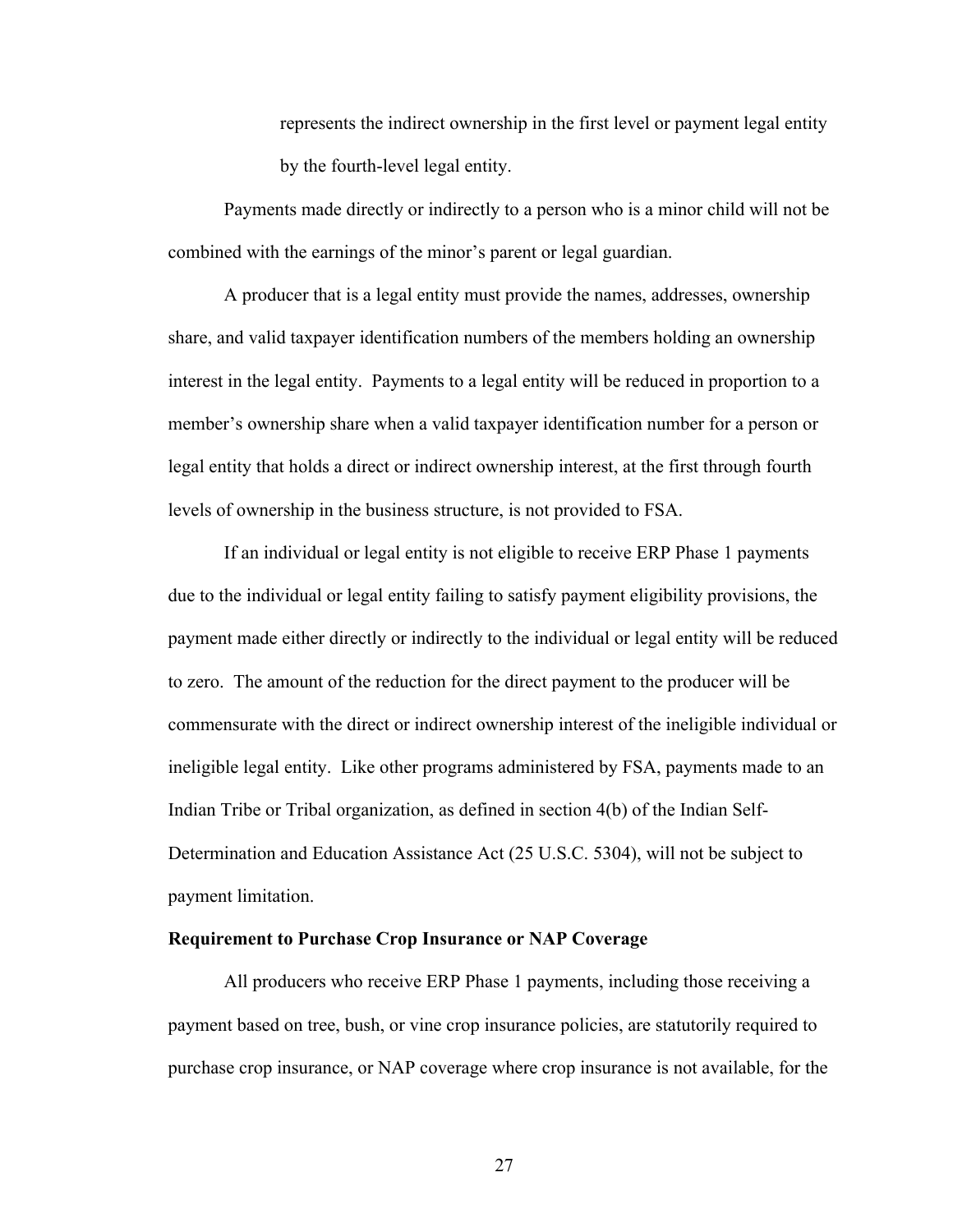represents the indirect ownership in the first level or payment legal entity by the fourth-level legal entity.

Payments made directly or indirectly to a person who is a minor child will not be combined with the earnings of the minor's parent or legal guardian.

A producer that is a legal entity must provide the names, addresses, ownership share, and valid taxpayer identification numbers of the members holding an ownership interest in the legal entity. Payments to a legal entity will be reduced in proportion to a member's ownership share when a valid taxpayer identification number for a person or legal entity that holds a direct or indirect ownership interest, at the first through fourth levels of ownership in the business structure, is not provided to FSA.

If an individual or legal entity is not eligible to receive ERP Phase 1 payments due to the individual or legal entity failing to satisfy payment eligibility provisions, the payment made either directly or indirectly to the individual or legal entity will be reduced to zero. The amount of the reduction for the direct payment to the producer will be commensurate with the direct or indirect ownership interest of the ineligible individual or ineligible legal entity. Like other programs administered by FSA, payments made to an Indian Tribe or Tribal organization, as defined in section 4(b) of the Indian Self-Determination and Education Assistance Act (25 U.S.C. 5304), will not be subject to payment limitation.

**Requirement to Purchase Crop Insurance or NAP Coverage**

All producers who receive ERP Phase 1 payments, including those receiving a payment based on tree, bush, or vine crop insurance policies, are statutorily required to purchase crop insurance, or NAP coverage where crop insurance is not available, for the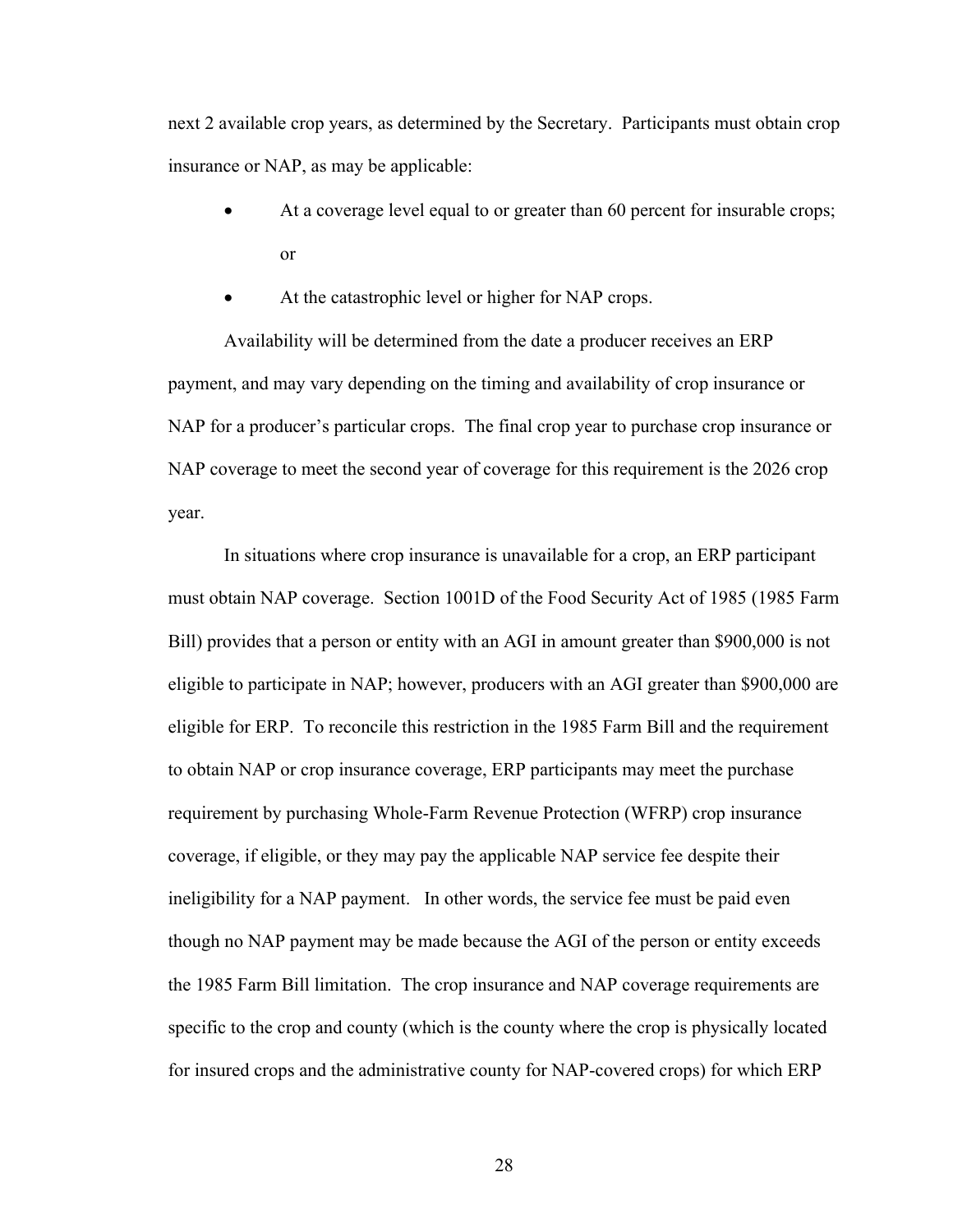next 2 available crop years, as determined by the Secretary. Participants must obtain crop insurance or NAP, as may be applicable:

- At a coverage level equal to or greater than 60 percent for insurable crops; or
- At the catastrophic level or higher for NAP crops.

Availability will be determined from the date a producer receives an ERP payment, and may vary depending on the timing and availability of crop insurance or NAP for a producer's particular crops. The final crop year to purchase crop insurance or NAP coverage to meet the second year of coverage for this requirement is the 2026 crop year.

In situations where crop insurance is unavailable for a crop, an ERP participant must obtain NAP coverage. Section 1001D of the Food Security Act of 1985 (1985 Farm Bill) provides that a person or entity with an AGI in amount greater than $900,000 is not eligible to participate in NAP; however, producers with an AGI greater than $900,000 are eligible for ERP. To reconcile this restriction in the 1985 Farm Bill and the requirement to obtain NAP or crop insurance coverage, ERP participants may meet the purchase requirement by purchasing Whole-Farm Revenue Protection (WFRP) crop insurance coverage, if eligible, or they may pay the applicable NAP service fee despite their ineligibility for a NAP payment. In other words, the service fee must be paid even though no NAP payment may be made because the AGI of the person or entity exceeds the 1985 Farm Bill limitation. The crop insurance and NAP coverage requirements are specific to the crop and county (which is the county where the crop is physically located for insured crops and the administrative county for NAP-covered crops) for which ERP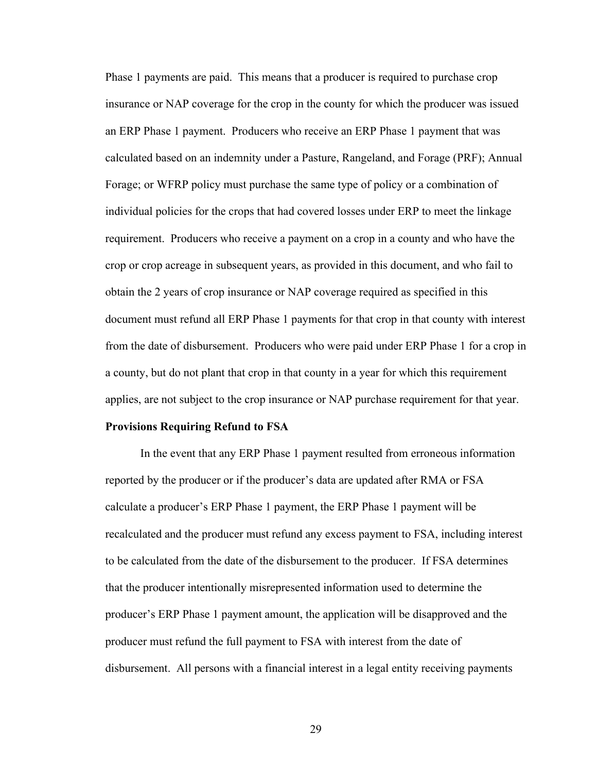Phase 1 payments are paid. This means that a producer is required to purchase crop insurance or NAP coverage for the crop in the county for which the producer was issued an ERP Phase 1 payment. Producers who receive an ERP Phase 1 payment that was calculated based on an indemnity under a Pasture, Rangeland, and Forage (PRF); Annual Forage; or WFRP policy must purchase the same type of policy or a combination of individual policies for the crops that had covered losses under ERP to meet the linkage requirement. Producers who receive a payment on a crop in a county and who have the crop or crop acreage in subsequent years, as provided in this document, and who fail to obtain the 2 years of crop insurance or NAP coverage required as specified in this document must refund all ERP Phase 1 payments for that crop in that county with interest from the date of disbursement. Producers who were paid under ERP Phase 1 for a crop in a county, but do not plant that crop in that county in a year for which this requirement applies, are not subject to the crop insurance or NAP purchase requirement for that year.

**Provisions Requiring Refund to FSA**

In the event that any ERP Phase 1 payment resulted from erroneous information reported by the producer or if the producer's data are updated after RMA or FSA calculate a producer's ERP Phase 1 payment, the ERP Phase 1 payment will be recalculated and the producer must refund any excess payment to FSA, including interest to be calculated from the date of the disbursement to the producer. If FSA determines that the producer intentionally misrepresented information used to determine the producer's ERP Phase 1 payment amount, the application will be disapproved and the producer must refund the full payment to FSA with interest from the date of disbursement. All persons with a financial interest in a legal entity receiving payments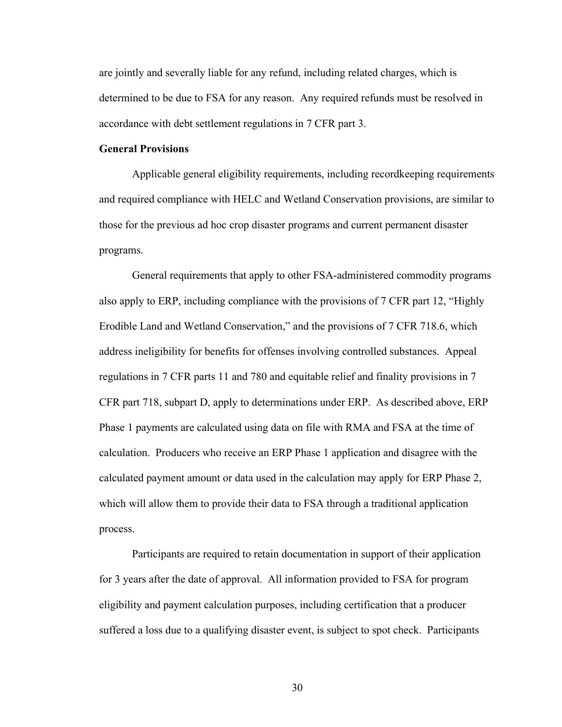are jointly and severally liable for any refund, including related charges, which is determined to be due to FSA for any reason. Any required refunds must be resolved in accordance with debt settlement regulations in 7 CFR part 3.

**General Provisions**

Applicable general eligibility requirements, including recordkeeping requirements and required compliance with HELC and Wetland Conservation provisions, are similar to those for the previous ad hoc crop disaster programs and current permanent disaster programs.

General requirements that apply to other FSA-administered commodity programs also apply to ERP, including compliance with the provisions of 7 CFR part 12, "Highly Erodible Land and Wetland Conservation," and the provisions of 7 CFR 718.6, which address ineligibility for benefits for offenses involving controlled substances. Appeal regulations in 7 CFR parts 11 and 780 and equitable relief and finality provisions in 7 CFR part 718, subpart D, apply to determinations under ERP. As described above, ERP Phase 1 payments are calculated using data on file with RMA and FSA at the time of calculation. Producers who receive an ERP Phase 1 application and disagree with the calculated payment amount or data used in the calculation may apply for ERP Phase 2, which will allow them to provide their data to FSA through a traditional application process.

Participants are required to retain documentation in support of their application for 3 years after the date of approval. All information provided to FSA for program eligibility and payment calculation purposes, including certification that a producer suffered a loss due to a qualifying disaster event, is subject to spot check. Participants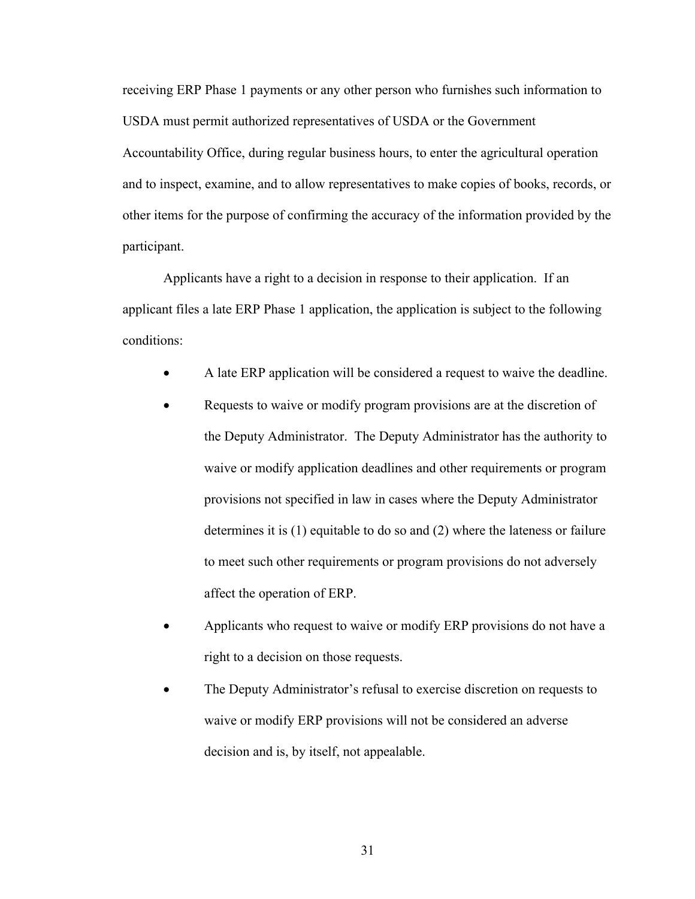receiving ERP Phase 1 payments or any other person who furnishes such information to USDA must permit authorized representatives of USDA or the Government Accountability Office, during regular business hours, to enter the agricultural operation and to inspect, examine, and to allow representatives to make copies of books, records, or other items for the purpose of confirming the accuracy of the information provided by the participant.

Applicants have a right to a decision in response to their application. If an applicant files a late ERP Phase 1 application, the application is subject to the following conditions:

- A late ERP application will be considered a request to waive the deadline.
- Requests to waive or modify program provisions are at the discretion of the Deputy Administrator. The Deputy Administrator has the authority to waive or modify application deadlines and other requirements or program provisions not specified in law in cases where the Deputy Administrator determines it is (1) equitable to do so and (2) where the lateness or failure to meet such other requirements or program provisions do not adversely affect the operation of ERP.
- Applicants who request to waive or modify ERP provisions do not have a right to a decision on those requests.
- The Deputy Administrator's refusal to exercise discretion on requests to waive or modify ERP provisions will not be considered an adverse decision and is, by itself, not appealable.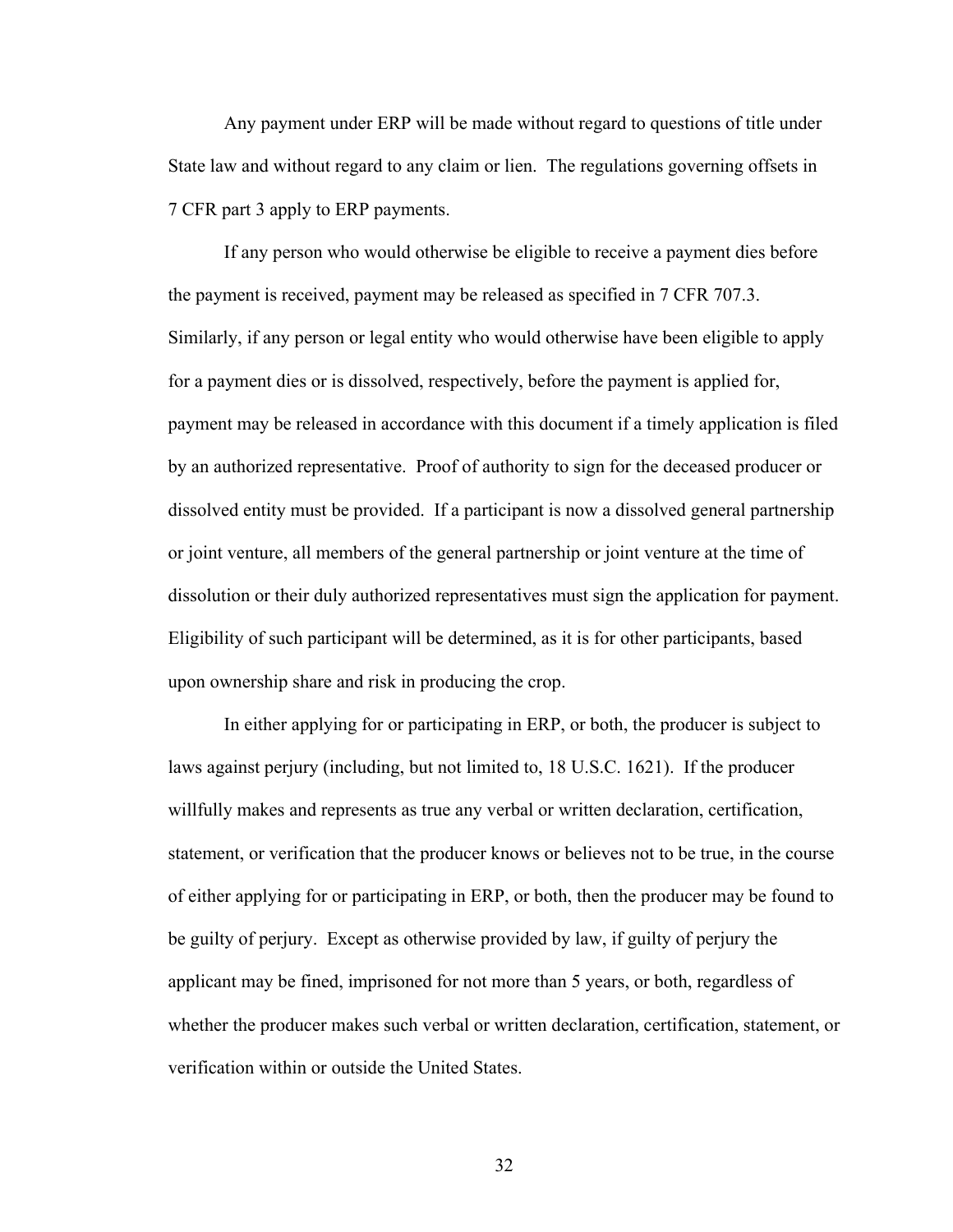Any payment under ERP will be made without regard to questions of title under State law and without regard to any claim or lien. The regulations governing offsets in 7 CFR part 3 apply to ERP payments.

If any person who would otherwise be eligible to receive a payment dies before the payment is received, payment may be released as specified in 7 CFR 707.3. Similarly, if any person or legal entity who would otherwise have been eligible to apply for a payment dies or is dissolved, respectively, before the payment is applied for, payment may be released in accordance with this document if a timely application is filed by an authorized representative. Proof of authority to sign for the deceased producer or dissolved entity must be provided. If a participant is now a dissolved general partnership or joint venture, all members of the general partnership or joint venture at the time of dissolution or their duly authorized representatives must sign the application for payment. Eligibility of such participant will be determined, as it is for other participants, based upon ownership share and risk in producing the crop.

In either applying for or participating in ERP, or both, the producer is subject to laws against perjury (including, but not limited to, 18 U.S.C. 1621). If the producer willfully makes and represents as true any verbal or written declaration, certification, statement, or verification that the producer knows or believes not to be true, in the course of either applying for or participating in ERP, or both, then the producer may be found to be guilty of perjury. Except as otherwise provided by law, if guilty of perjury the applicant may be fined, imprisoned for not more than 5 years, or both, regardless of whether the producer makes such verbal or written declaration, certification, statement, or verification within or outside the United States.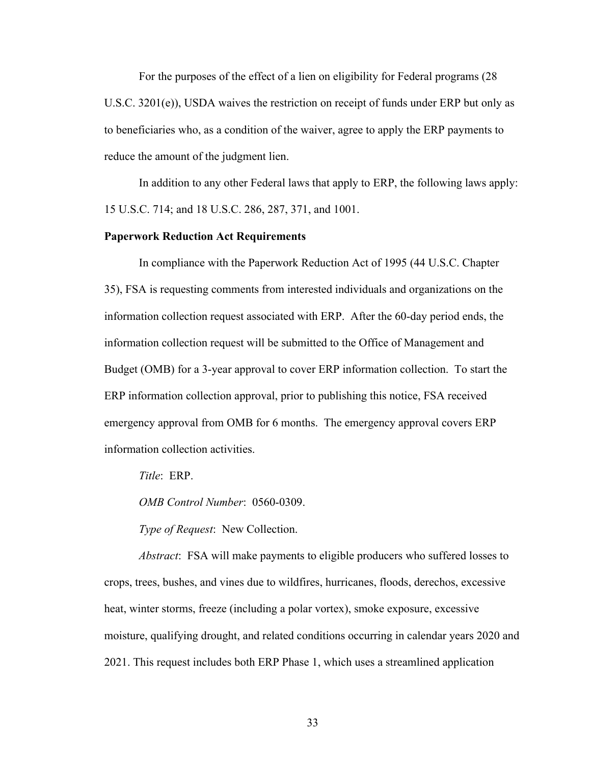For the purposes of the effect of a lien on eligibility for Federal programs (28 U.S.C. 3201(e)), USDA waives the restriction on receipt of funds under ERP but only as to beneficiaries who, as a condition of the waiver, agree to apply the ERP payments to reduce the amount of the judgment lien.

In addition to any other Federal laws that apply to ERP, the following laws apply: 15 U.S.C. 714; and 18 U.S.C. 286, 287, 371, and 1001.

**Paperwork Reduction Act Requirements**

In compliance with the Paperwork Reduction Act of 1995 (44 U.S.C. Chapter 35), FSA is requesting comments from interested individuals and organizations on the information collection request associated with ERP. After the 60-day period ends, the information collection request will be submitted to the Office of Management and Budget (OMB) for a 3-year approval to cover ERP information collection. To start the ERP information collection approval, prior to publishing this notice, FSA received emergency approval from OMB for 6 months. The emergency approval covers ERP information collection activities.

*Title*: ERP.

*OMB Control Number*: 0560-0309.

*Type of Request*: New Collection.

*Abstract*: FSA will make payments to eligible producers who suffered losses to crops, trees, bushes, and vines due to wildfires, hurricanes, floods, derechos, excessive heat, winter storms, freeze (including a polar vortex), smoke exposure, excessive moisture, qualifying drought, and related conditions occurring in calendar years 2020 and 2021. This request includes both ERP Phase 1, which uses a streamlined application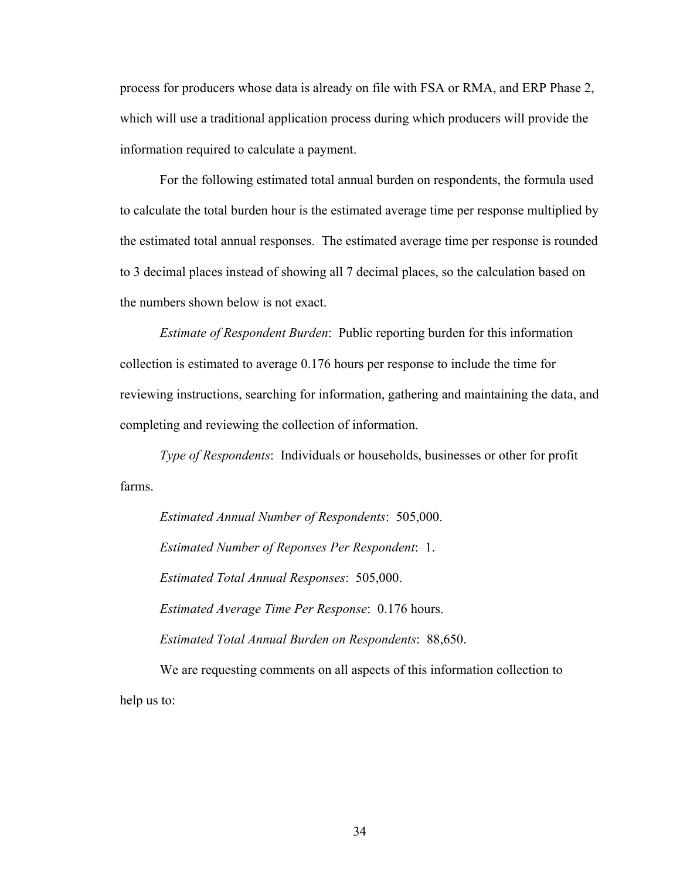process for producers whose data is already on file with FSA or RMA, and ERP Phase 2, which will use a traditional application process during which producers will provide the information required to calculate a payment.

For the following estimated total annual burden on respondents, the formula used to calculate the total burden hour is the estimated average time per response multiplied by the estimated total annual responses. The estimated average time per response is rounded to 3 decimal places instead of showing all 7 decimal places, so the calculation based on the numbers shown below is not exact.

*Estimate of Respondent Burden*: Public reporting burden for this information collection is estimated to average 0.176 hours per response to include the time for reviewing instructions, searching for information, gathering and maintaining the data, and completing and reviewing the collection of information.

*Type of Respondents*: Individuals or households, businesses or other for profit farms.

*Estimated Annual Number of Respondents*: 505,000.

*Estimated Number of Reponses Per Respondent*: 1.

*Estimated Total Annual Responses*: 505,000.

*Estimated Average Time Per Response*: 0.176 hours.

*Estimated Total Annual Burden on Respondents*: 88,650.

We are requesting comments on all aspects of this information collection to help us to: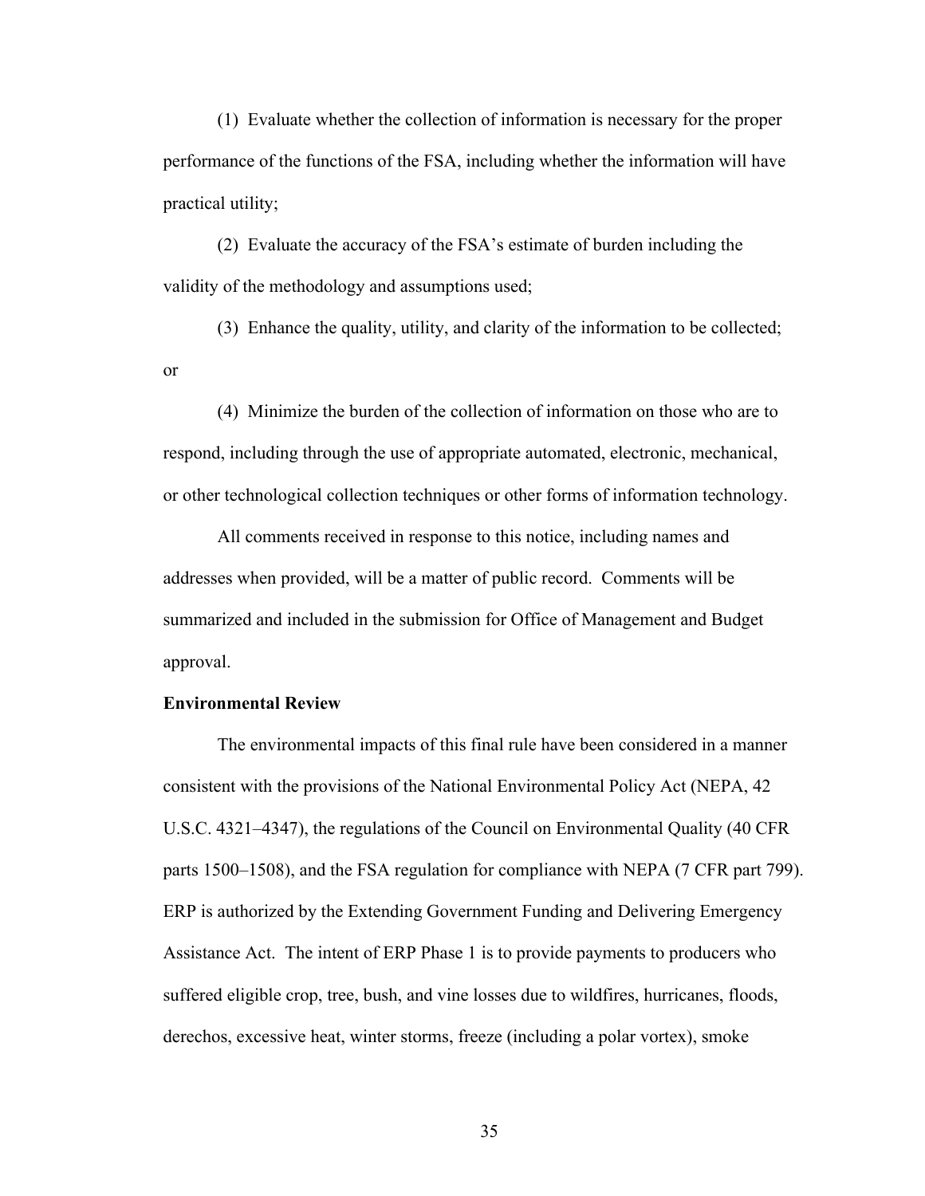(1) Evaluate whether the collection of information is necessary for the proper performance of the functions of the FSA, including whether the information will have practical utility;

(2) Evaluate the accuracy of the FSA's estimate of burden including the validity of the methodology and assumptions used;

(3) Enhance the quality, utility, and clarity of the information to be collected; or

(4) Minimize the burden of the collection of information on those who are to respond, including through the use of appropriate automated, electronic, mechanical, or other technological collection techniques or other forms of information technology.

All comments received in response to this notice, including names and addresses when provided, will be a matter of public record. Comments will be summarized and included in the submission for Office of Management and Budget approval.

**Environmental Review**

The environmental impacts of this final rule have been considered in a manner consistent with the provisions of the National Environmental Policy Act (NEPA, 42 U.S.C. 4321–4347), the regulations of the Council on Environmental Quality (40 CFR parts 1500–1508), and the FSA regulation for compliance with NEPA (7 CFR part 799). ERP is authorized by the Extending Government Funding and Delivering Emergency Assistance Act. The intent of ERP Phase 1 is to provide payments to producers who suffered eligible crop, tree, bush, and vine losses due to wildfires, hurricanes, floods, derechos, excessive heat, winter storms, freeze (including a polar vortex), smoke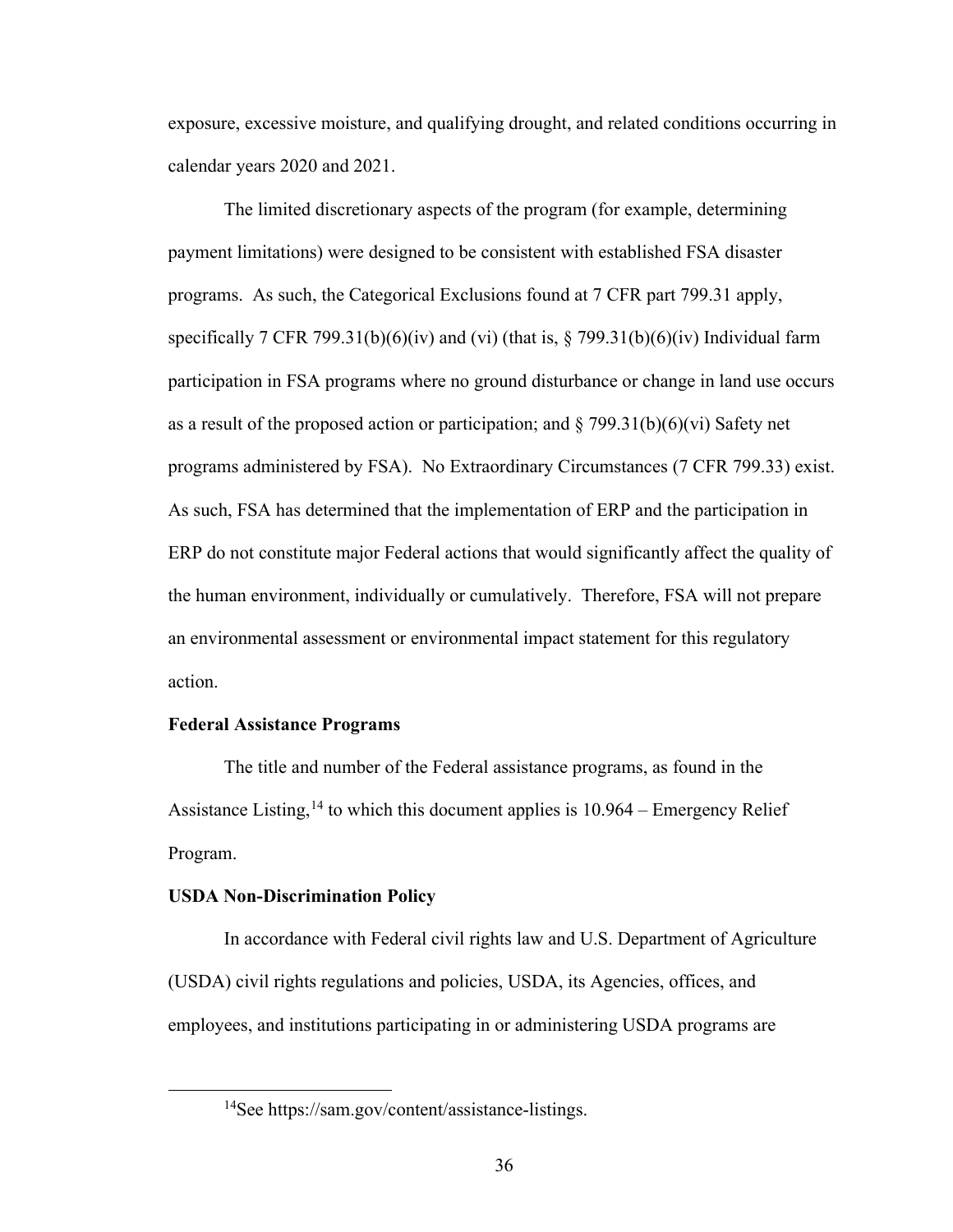exposure, excessive moisture, and qualifying drought, and related conditions occurring in calendar years 2020 and 2021.

The limited discretionary aspects of the program (for example, determining payment limitations) were designed to be consistent with established FSA disaster programs. As such, the Categorical Exclusions found at 7 CFR part 799.31 apply, specifically 7 CFR 799.31(b)(6)(iv) and (vi) (that is, § 799.31(b)(6)(iv) Individual farm participation in FSA programs where no ground disturbance or change in land use occurs as a result of the proposed action or participation; and § 799.31(b)(6)(vi) Safety net programs administered by FSA). No Extraordinary Circumstances (7 CFR 799.33) exist. As such, FSA has determined that the implementation of ERP and the participation in ERP do not constitute major Federal actions that would significantly affect the quality of the human environment, individually or cumulatively. Therefore, FSA will not prepare an environmental assessment or environmental impact statement for this regulatory action.

**Federal Assistance Programs**

The title and number of the Federal assistance programs, as found in the Assistance Listing,[14] to which this document applies is 10.964 – Emergency Relief Program.

**USDA Non-Discrimination Policy**

In accordance with Federal civil rights law and U.S. Department of Agriculture (USDA) civil rights regulations and policies, USDA, its Agencies, offices, and employees, and institutions participating in or administering USDA programs are

[14] See https://sam.gov/content/assistance-listings.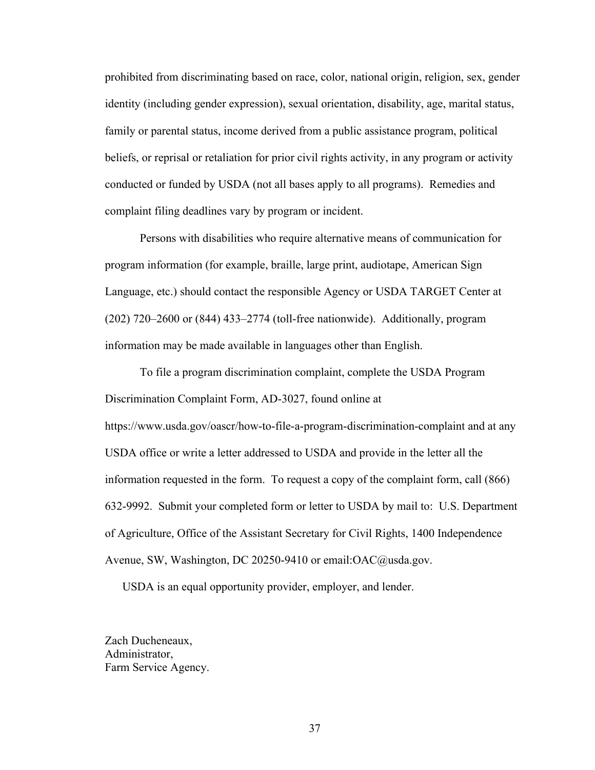prohibited from discriminating based on race, color, national origin, religion, sex, gender identity (including gender expression), sexual orientation, disability, age, marital status, family or parental status, income derived from a public assistance program, political beliefs, or reprisal or retaliation for prior civil rights activity, in any program or activity conducted or funded by USDA (not all bases apply to all programs). Remedies and complaint filing deadlines vary by program or incident.

Persons with disabilities who require alternative means of communication for program information (for example, braille, large print, audiotape, American Sign Language, etc.) should contact the responsible Agency or USDA TARGET Center at (202) 720–2600 or (844) 433–2774 (toll-free nationwide). Additionally, program information may be made available in languages other than English.

To file a program discrimination complaint, complete the USDA Program Discrimination Complaint Form, AD-3027, found online at https://www.usda.gov/oascr/how-to-file-a-program-discrimination-complaint and at any USDA office or write a letter addressed to USDA and provide in the letter all the information requested in the form. To request a copy of the complaint form, call (866) 632-9992. Submit your completed form or letter to USDA by mail to: U.S. Department of Agriculture, Office of the Assistant Secretary for Civil Rights, 1400 Independence Avenue, SW, Washington, DC 20250-9410 or email:OAC@usda.gov.

USDA is an equal opportunity provider, employer, and lender.

Zach Ducheneaux,  
Administrator,  
Farm Service Agency.